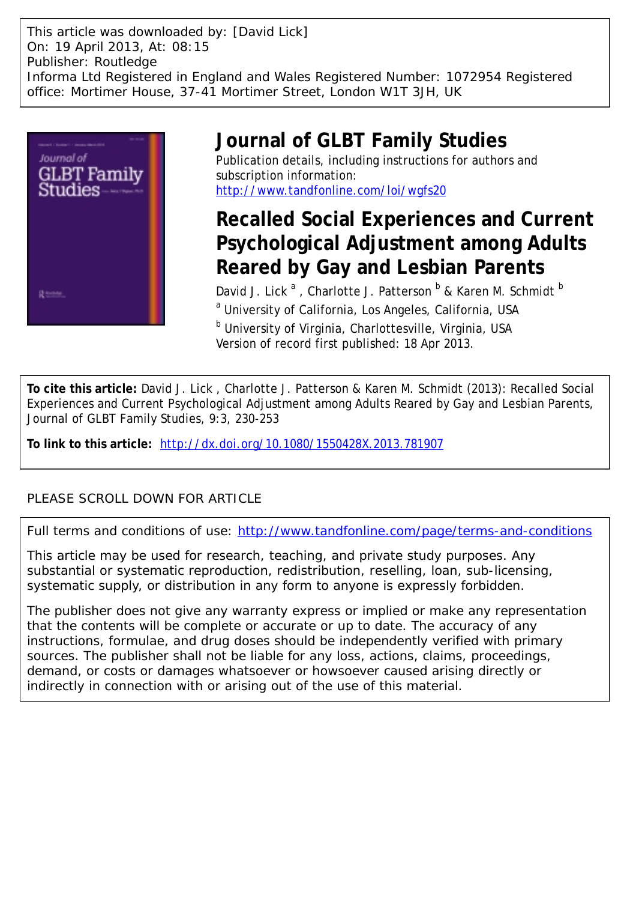This article was downloaded by: [David Lick]
On: 19 April 2013, At: 08:15
Publisher: Routledge
Informa Ltd Registered in England and Wales Registered Number: 1072954 Registered office: Mortimer House, 37-41 Mortimer Street, London W1T 3JH, UK

# Journal of GLBT Family Studies

Publication details, including instructions for authors and subscription information:
http://www.tandfonline.com/loi/wgfs20

# Recalled Social Experiences and Current Psychological Adjustment among Adults Reared by Gay and Lesbian Parents

David J. Lick [a] , Charlotte J. Patterson [b] & Karen M. Schmidt [b]

[a] University of California, Los Angeles, California, USA

[b] University of Virginia, Charlottesville, Virginia, USA

Version of record first published: 18 Apr 2013.

**To cite this article:** David J. Lick , Charlotte J. Patterson & Karen M. Schmidt (2013): Recalled Social Experiences and Current Psychological Adjustment among Adults Reared by Gay and Lesbian Parents, Journal of GLBT Family Studies, 9:3, 230-253

**To link to this article:** http://dx.doi.org/10.1080/1550428X.2013.781907

PLEASE SCROLL DOWN FOR ARTICLE

Full terms and conditions of use: http://www.tandfonline.com/page/terms-and-conditions

This article may be used for research, teaching, and private study purposes. Any substantial or systematic reproduction, redistribution, reselling, loan, sub-licensing, systematic supply, or distribution in any form to anyone is expressly forbidden.

The publisher does not give any warranty express or implied or make any representation that the contents will be complete or accurate or up to date. The accuracy of any instructions, formulae, and drug doses should be independently verified with primary sources. The publisher shall not be liable for any loss, actions, claims, proceedings, demand, or costs or damages whatsoever or howsoever caused arising directly or indirectly in connection with or arising out of the use of this material.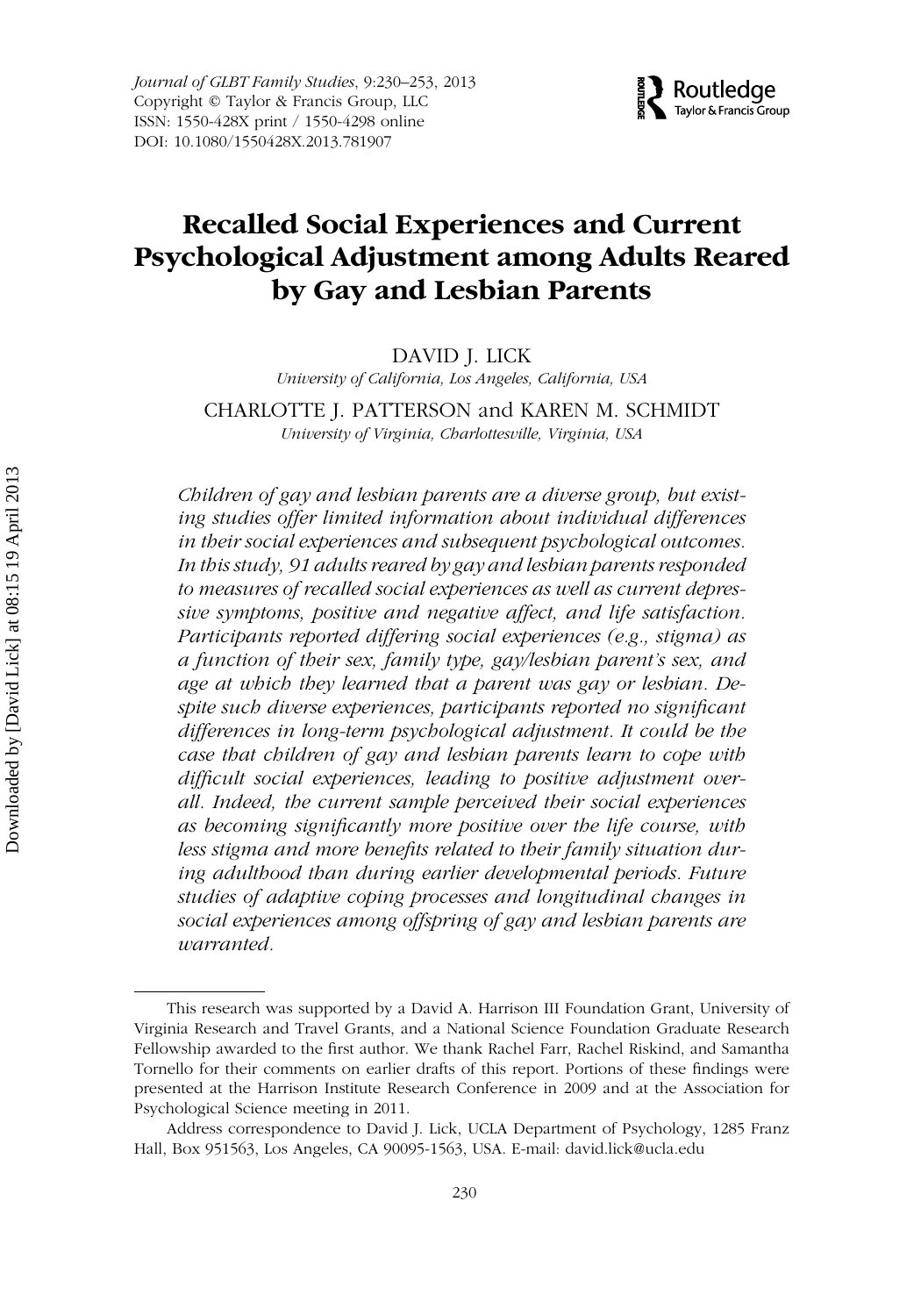# Recalled Social Experiences and Current Psychological Adjustment among Adults Reared by Gay and Lesbian Parents

DAVID J. LICK

*University of California, Los Angeles, California, USA*

CHARLOTTE J. PATTERSON and KAREN M. SCHMIDT

*University of Virginia, Charlottesville, Virginia, USA*

*Children of gay and lesbian parents are a diverse group, but existing studies offer limited information about individual differences in their social experiences and subsequent psychological outcomes. In this study, 91 adults reared by gay and lesbian parents responded to measures of recalled social experiences as well as current depressive symptoms, positive and negative affect, and life satisfaction. Participants reported differing social experiences (e.g., stigma) as a function of their sex, family type, gay/lesbian parent's sex, and age at which they learned that a parent was gay or lesbian. Despite such diverse experiences, participants reported no significant differences in long-term psychological adjustment. It could be the case that children of gay and lesbian parents learn to cope with difficult social experiences, leading to positive adjustment overall. Indeed, the current sample perceived their social experiences as becoming significantly more positive over the life course, with less stigma and more benefits related to their family situation during adulthood than during earlier developmental periods. Future studies of adaptive coping processes and longitudinal changes in social experiences among offspring of gay and lesbian parents are warranted.*

---

This research was supported by a David A. Harrison III Foundation Grant, University of Virginia Research and Travel Grants, and a National Science Foundation Graduate Research Fellowship awarded to the first author. We thank Rachel Farr, Rachel Riskind, and Samantha Tornello for their comments on earlier drafts of this report. Portions of these findings were presented at the Harrison Institute Research Conference in 2009 and at the Association for Psychological Science meeting in 2011.

Address correspondence to David J. Lick, UCLA Department of Psychology, 1285 Franz Hall, Box 951563, Los Angeles, CA 90095-1563, USA. E-mail: david.lick@ucla.edu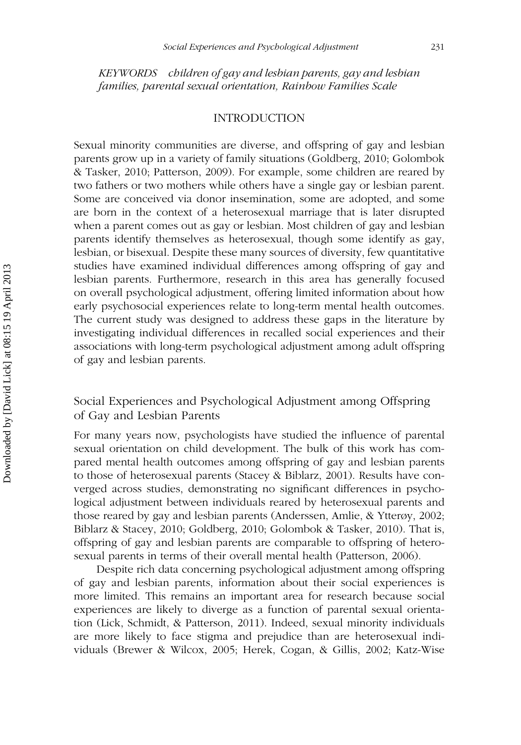*KEYWORDS* *children of gay and lesbian parents, gay and lesbian families, parental sexual orientation, Rainbow Families Scale*

## INTRODUCTION

Sexual minority communities are diverse, and offspring of gay and lesbian parents grow up in a variety of family situations (Goldberg, 2010; Golombok & Tasker, 2010; Patterson, 2009). For example, some children are reared by two fathers or two mothers while others have a single gay or lesbian parent. Some are conceived via donor insemination, some are adopted, and some are born in the context of a heterosexual marriage that is later disrupted when a parent comes out as gay or lesbian. Most children of gay and lesbian parents identify themselves as heterosexual, though some identify as gay, lesbian, or bisexual. Despite these many sources of diversity, few quantitative studies have examined individual differences among offspring of gay and lesbian parents. Furthermore, research in this area has generally focused on overall psychological adjustment, offering limited information about how early psychosocial experiences relate to long-term mental health outcomes. The current study was designed to address these gaps in the literature by investigating individual differences in recalled social experiences and their associations with long-term psychological adjustment among adult offspring of gay and lesbian parents.

### Social Experiences and Psychological Adjustment among Offspring of Gay and Lesbian Parents

For many years now, psychologists have studied the influence of parental sexual orientation on child development. The bulk of this work has compared mental health outcomes among offspring of gay and lesbian parents to those of heterosexual parents (Stacey & Biblarz, 2001). Results have converged across studies, demonstrating no significant differences in psychological adjustment between individuals reared by heterosexual parents and those reared by gay and lesbian parents (Anderssen, Amlie, & Ytterøy, 2002; Biblarz & Stacey, 2010; Goldberg, 2010; Golombok & Tasker, 2010). That is, offspring of gay and lesbian parents are comparable to offspring of heterosexual parents in terms of their overall mental health (Patterson, 2006).

Despite rich data concerning psychological adjustment among offspring of gay and lesbian parents, information about their social experiences is more limited. This remains an important area for research because social experiences are likely to diverge as a function of parental sexual orientation (Lick, Schmidt, & Patterson, 2011). Indeed, sexual minority individuals are more likely to face stigma and prejudice than are heterosexual individuals (Brewer & Wilcox, 2005; Herek, Cogan, & Gillis, 2002; Katz-Wise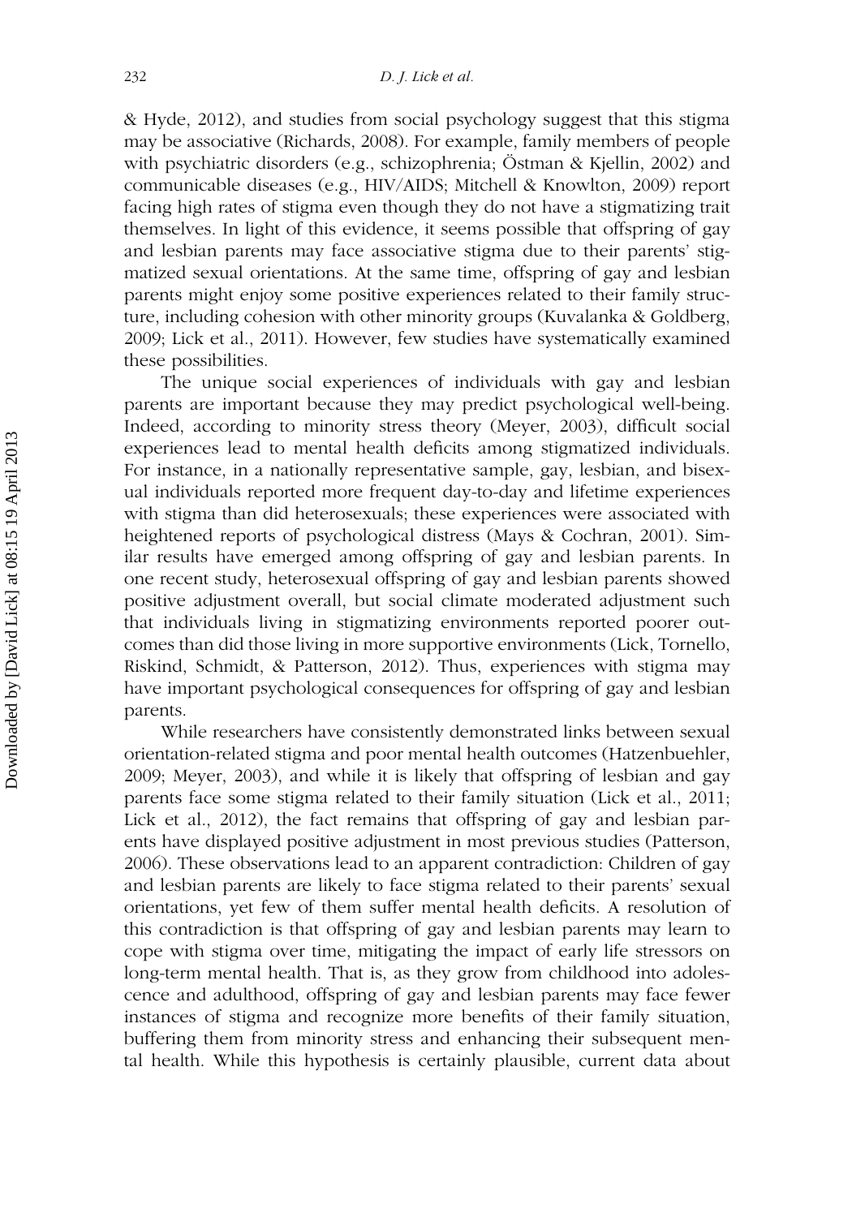& Hyde, 2012), and studies from social psychology suggest that this stigma may be associative (Richards, 2008). For example, family members of people with psychiatric disorders (e.g., schizophrenia; Östman & Kjellin, 2002) and communicable diseases (e.g., HIV/AIDS; Mitchell & Knowlton, 2009) report facing high rates of stigma even though they do not have a stigmatizing trait themselves. In light of this evidence, it seems possible that offspring of gay and lesbian parents may face associative stigma due to their parents' stigmatized sexual orientations. At the same time, offspring of gay and lesbian parents might enjoy some positive experiences related to their family structure, including cohesion with other minority groups (Kuvalanka & Goldberg, 2009; Lick et al., 2011). However, few studies have systematically examined these possibilities.

The unique social experiences of individuals with gay and lesbian parents are important because they may predict psychological well-being. Indeed, according to minority stress theory (Meyer, 2003), difficult social experiences lead to mental health deficits among stigmatized individuals. For instance, in a nationally representative sample, gay, lesbian, and bisexual individuals reported more frequent day-to-day and lifetime experiences with stigma than did heterosexuals; these experiences were associated with heightened reports of psychological distress (Mays & Cochran, 2001). Similar results have emerged among offspring of gay and lesbian parents. In one recent study, heterosexual offspring of gay and lesbian parents showed positive adjustment overall, but social climate moderated adjustment such that individuals living in stigmatizing environments reported poorer outcomes than did those living in more supportive environments (Lick, Tornello, Riskind, Schmidt, & Patterson, 2012). Thus, experiences with stigma may have important psychological consequences for offspring of gay and lesbian parents.

While researchers have consistently demonstrated links between sexual orientation-related stigma and poor mental health outcomes (Hatzenbuehler, 2009; Meyer, 2003), and while it is likely that offspring of lesbian and gay parents face some stigma related to their family situation (Lick et al., 2011; Lick et al., 2012), the fact remains that offspring of gay and lesbian parents have displayed positive adjustment in most previous studies (Patterson, 2006). These observations lead to an apparent contradiction: Children of gay and lesbian parents are likely to face stigma related to their parents' sexual orientations, yet few of them suffer mental health deficits. A resolution of this contradiction is that offspring of gay and lesbian parents may learn to cope with stigma over time, mitigating the impact of early life stressors on long-term mental health. That is, as they grow from childhood into adolescence and adulthood, offspring of gay and lesbian parents may face fewer instances of stigma and recognize more benefits of their family situation, buffering them from minority stress and enhancing their subsequent mental health. While this hypothesis is certainly plausible, current data about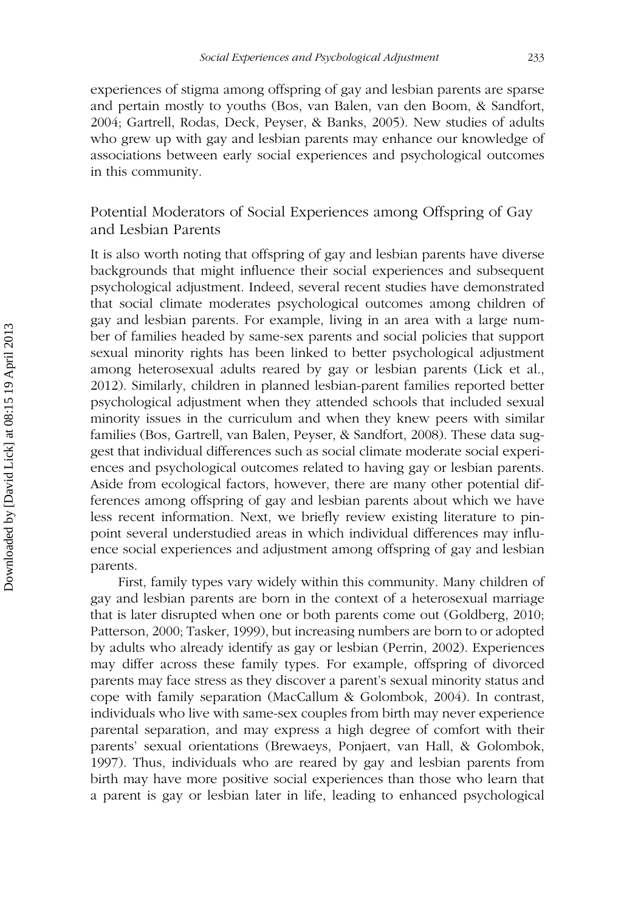experiences of stigma among offspring of gay and lesbian parents are sparse and pertain mostly to youths (Bos, van Balen, van den Boom, & Sandfort, 2004; Gartrell, Rodas, Deck, Peyser, & Banks, 2005). New studies of adults who grew up with gay and lesbian parents may enhance our knowledge of associations between early social experiences and psychological outcomes in this community.

## Potential Moderators of Social Experiences among Offspring of Gay and Lesbian Parents

It is also worth noting that offspring of gay and lesbian parents have diverse backgrounds that might influence their social experiences and subsequent psychological adjustment. Indeed, several recent studies have demonstrated that social climate moderates psychological outcomes among children of gay and lesbian parents. For example, living in an area with a large number of families headed by same-sex parents and social policies that support sexual minority rights has been linked to better psychological adjustment among heterosexual adults reared by gay or lesbian parents (Lick et al., 2012). Similarly, children in planned lesbian-parent families reported better psychological adjustment when they attended schools that included sexual minority issues in the curriculum and when they knew peers with similar families (Bos, Gartrell, van Balen, Peyser, & Sandfort, 2008). These data suggest that individual differences such as social climate moderate social experiences and psychological outcomes related to having gay or lesbian parents. Aside from ecological factors, however, there are many other potential differences among offspring of gay and lesbian parents about which we have less recent information. Next, we briefly review existing literature to pinpoint several understudied areas in which individual differences may influence social experiences and adjustment among offspring of gay and lesbian parents.

First, family types vary widely within this community. Many children of gay and lesbian parents are born in the context of a heterosexual marriage that is later disrupted when one or both parents come out (Goldberg, 2010; Patterson, 2000; Tasker, 1999), but increasing numbers are born to or adopted by adults who already identify as gay or lesbian (Perrin, 2002). Experiences may differ across these family types. For example, offspring of divorced parents may face stress as they discover a parent's sexual minority status and cope with family separation (MacCallum & Golombok, 2004). In contrast, individuals who live with same-sex couples from birth may never experience parental separation, and may express a high degree of comfort with their parents' sexual orientations (Brewaeys, Ponjaert, van Hall, & Golombok, 1997). Thus, individuals who are reared by gay and lesbian parents from birth may have more positive social experiences than those who learn that a parent is gay or lesbian later in life, leading to enhanced psychological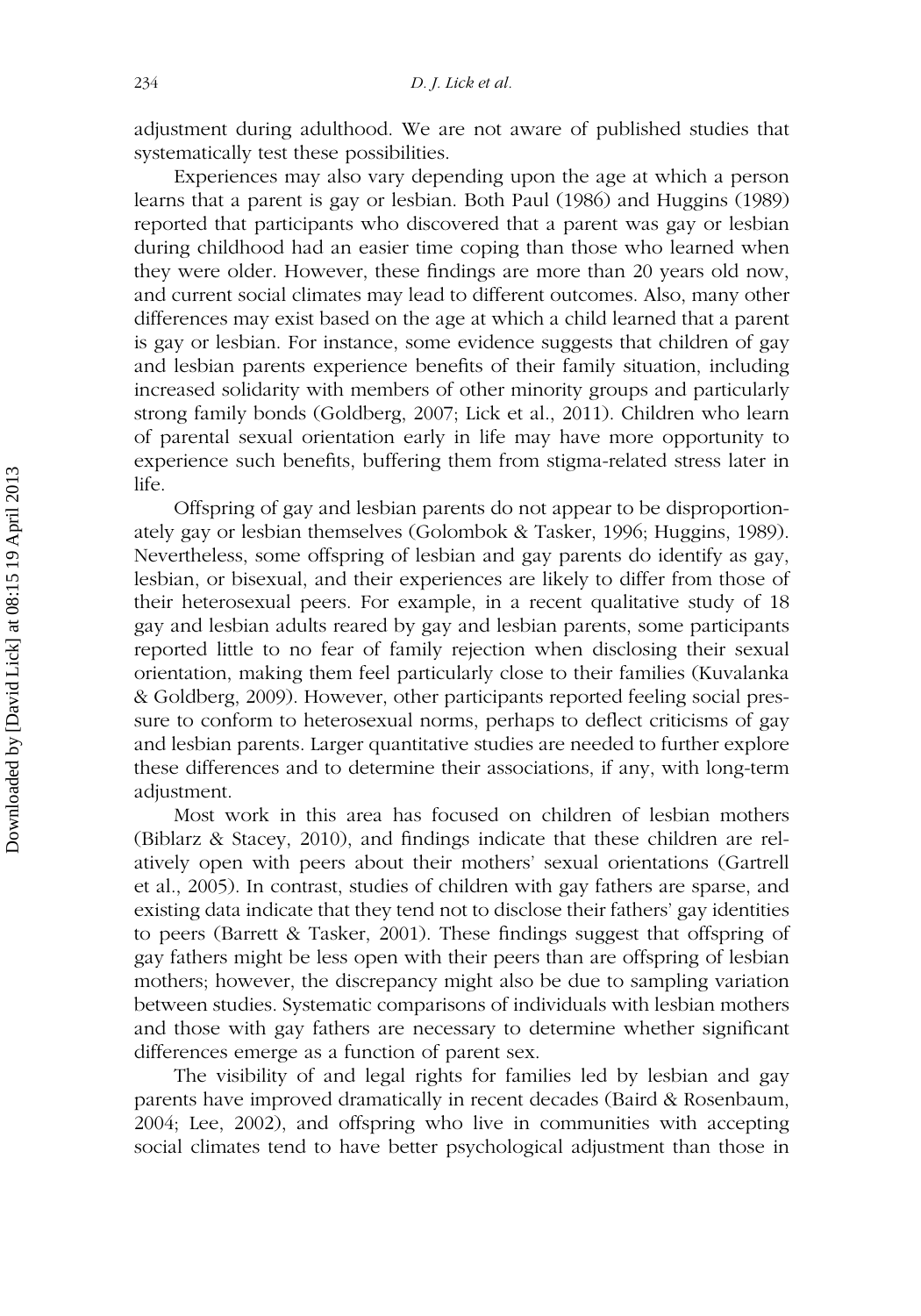adjustment during adulthood. We are not aware of published studies that systematically test these possibilities.

Experiences may also vary depending upon the age at which a person learns that a parent is gay or lesbian. Both Paul (1986) and Huggins (1989) reported that participants who discovered that a parent was gay or lesbian during childhood had an easier time coping than those who learned when they were older. However, these findings are more than 20 years old now, and current social climates may lead to different outcomes. Also, many other differences may exist based on the age at which a child learned that a parent is gay or lesbian. For instance, some evidence suggests that children of gay and lesbian parents experience benefits of their family situation, including increased solidarity with members of other minority groups and particularly strong family bonds (Goldberg, 2007; Lick et al., 2011). Children who learn of parental sexual orientation early in life may have more opportunity to experience such benefits, buffering them from stigma-related stress later in life.

Offspring of gay and lesbian parents do not appear to be disproportionately gay or lesbian themselves (Golombok & Tasker, 1996; Huggins, 1989). Nevertheless, some offspring of lesbian and gay parents do identify as gay, lesbian, or bisexual, and their experiences are likely to differ from those of their heterosexual peers. For example, in a recent qualitative study of 18 gay and lesbian adults reared by gay and lesbian parents, some participants reported little to no fear of family rejection when disclosing their sexual orientation, making them feel particularly close to their families (Kuvalanka & Goldberg, 2009). However, other participants reported feeling social pressure to conform to heterosexual norms, perhaps to deflect criticisms of gay and lesbian parents. Larger quantitative studies are needed to further explore these differences and to determine their associations, if any, with long-term adjustment.

Most work in this area has focused on children of lesbian mothers (Biblarz & Stacey, 2010), and findings indicate that these children are relatively open with peers about their mothers' sexual orientations (Gartrell et al., 2005). In contrast, studies of children with gay fathers are sparse, and existing data indicate that they tend not to disclose their fathers' gay identities to peers (Barrett & Tasker, 2001). These findings suggest that offspring of gay fathers might be less open with their peers than are offspring of lesbian mothers; however, the discrepancy might also be due to sampling variation between studies. Systematic comparisons of individuals with lesbian mothers and those with gay fathers are necessary to determine whether significant differences emerge as a function of parent sex.

The visibility of and legal rights for families led by lesbian and gay parents have improved dramatically in recent decades (Baird & Rosenbaum, 2004; Lee, 2002), and offspring who live in communities with accepting social climates tend to have better psychological adjustment than those in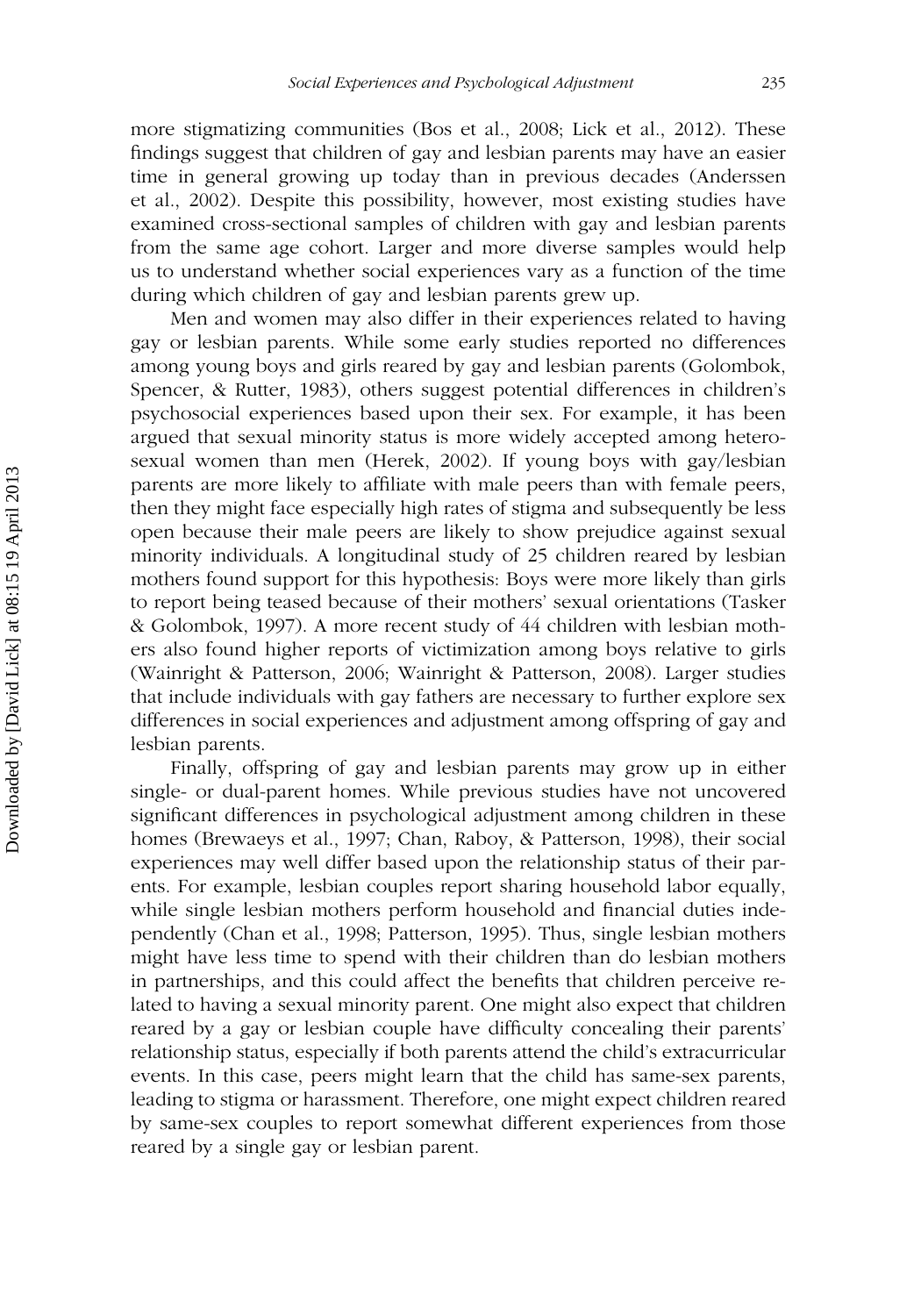more stigmatizing communities (Bos et al., 2008; Lick et al., 2012). These findings suggest that children of gay and lesbian parents may have an easier time in general growing up today than in previous decades (Anderssen et al., 2002). Despite this possibility, however, most existing studies have examined cross-sectional samples of children with gay and lesbian parents from the same age cohort. Larger and more diverse samples would help us to understand whether social experiences vary as a function of the time during which children of gay and lesbian parents grew up.

Men and women may also differ in their experiences related to having gay or lesbian parents. While some early studies reported no differences among young boys and girls reared by gay and lesbian parents (Golombok, Spencer, & Rutter, 1983), others suggest potential differences in children's psychosocial experiences based upon their sex. For example, it has been argued that sexual minority status is more widely accepted among heterosexual women than men (Herek, 2002). If young boys with gay/lesbian parents are more likely to affiliate with male peers than with female peers, then they might face especially high rates of stigma and subsequently be less open because their male peers are likely to show prejudice against sexual minority individuals. A longitudinal study of 25 children reared by lesbian mothers found support for this hypothesis: Boys were more likely than girls to report being teased because of their mothers' sexual orientations (Tasker & Golombok, 1997). A more recent study of 44 children with lesbian mothers also found higher reports of victimization among boys relative to girls (Wainright & Patterson, 2006; Wainright & Patterson, 2008). Larger studies that include individuals with gay fathers are necessary to further explore sex differences in social experiences and adjustment among offspring of gay and lesbian parents.

Finally, offspring of gay and lesbian parents may grow up in either single- or dual-parent homes. While previous studies have not uncovered significant differences in psychological adjustment among children in these homes (Brewaeys et al., 1997; Chan, Raboy, & Patterson, 1998), their social experiences may well differ based upon the relationship status of their parents. For example, lesbian couples report sharing household labor equally, while single lesbian mothers perform household and financial duties independently (Chan et al., 1998; Patterson, 1995). Thus, single lesbian mothers might have less time to spend with their children than do lesbian mothers in partnerships, and this could affect the benefits that children perceive related to having a sexual minority parent. One might also expect that children reared by a gay or lesbian couple have difficulty concealing their parents' relationship status, especially if both parents attend the child's extracurricular events. In this case, peers might learn that the child has same-sex parents, leading to stigma or harassment. Therefore, one might expect children reared by same-sex couples to report somewhat different experiences from those reared by a single gay or lesbian parent.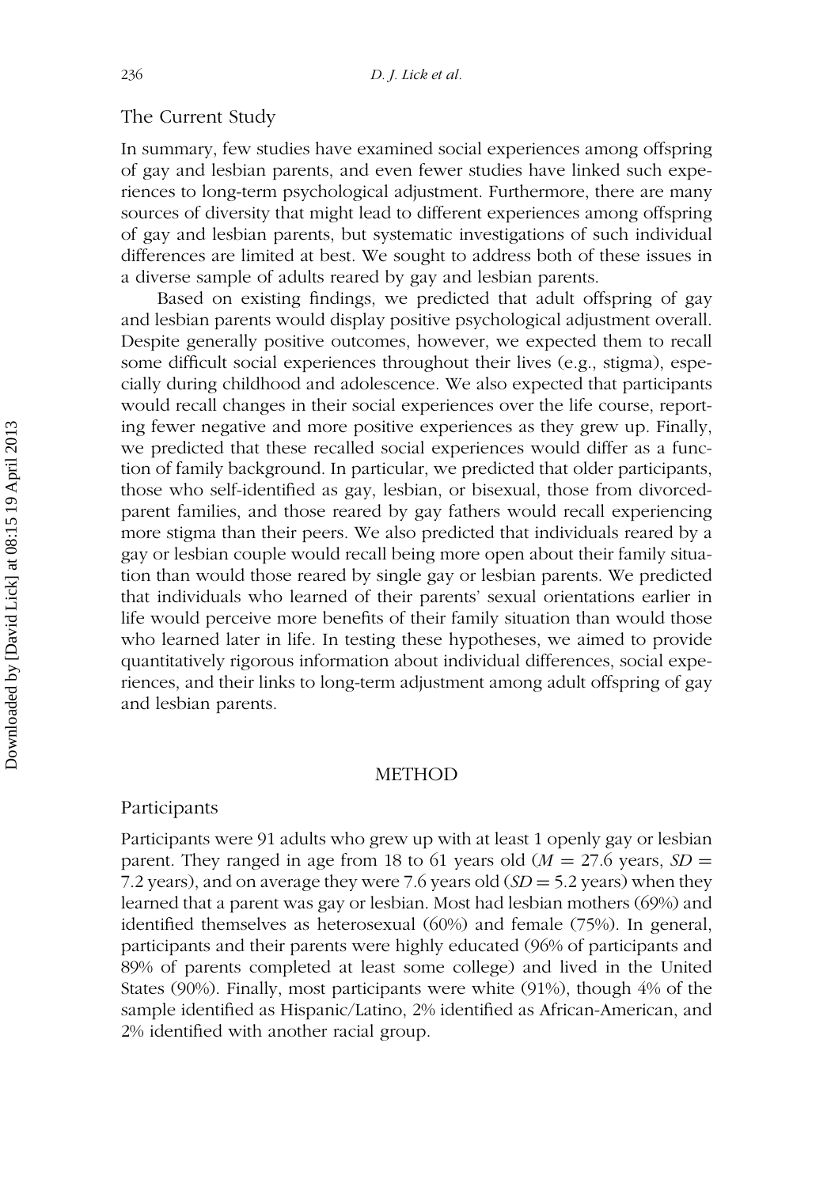## The Current Study

In summary, few studies have examined social experiences among offspring of gay and lesbian parents, and even fewer studies have linked such experiences to long-term psychological adjustment. Furthermore, there are many sources of diversity that might lead to different experiences among offspring of gay and lesbian parents, but systematic investigations of such individual differences are limited at best. We sought to address both of these issues in a diverse sample of adults reared by gay and lesbian parents.

Based on existing findings, we predicted that adult offspring of gay and lesbian parents would display positive psychological adjustment overall. Despite generally positive outcomes, however, we expected them to recall some difficult social experiences throughout their lives (e.g., stigma), especially during childhood and adolescence. We also expected that participants would recall changes in their social experiences over the life course, reporting fewer negative and more positive experiences as they grew up. Finally, we predicted that these recalled social experiences would differ as a function of family background. In particular, we predicted that older participants, those who self-identified as gay, lesbian, or bisexual, those from divorced-parent families, and those reared by gay fathers would recall experiencing more stigma than their peers. We also predicted that individuals reared by a gay or lesbian couple would recall being more open about their family situation than would those reared by single gay or lesbian parents. We predicted that individuals who learned of their parents' sexual orientations earlier in life would perceive more benefits of their family situation than would those who learned later in life. In testing these hypotheses, we aimed to provide quantitatively rigorous information about individual differences, social experiences, and their links to long-term adjustment among adult offspring of gay and lesbian parents.

# METHOD

## Participants

Participants were 91 adults who grew up with at least 1 openly gay or lesbian parent. They ranged in age from 18 to 61 years old ($M = 27.6$ years, $SD = 7.2$ years), and on average they were 7.6 years old ($SD = 5.2$ years) when they learned that a parent was gay or lesbian. Most had lesbian mothers (69%) and identified themselves as heterosexual (60%) and female (75%). In general, participants and their parents were highly educated (96% of participants and 89% of parents completed at least some college) and lived in the United States (90%). Finally, most participants were white (91%), though 4% of the sample identified as Hispanic/Latino, 2% identified as African-American, and 2% identified with another racial group.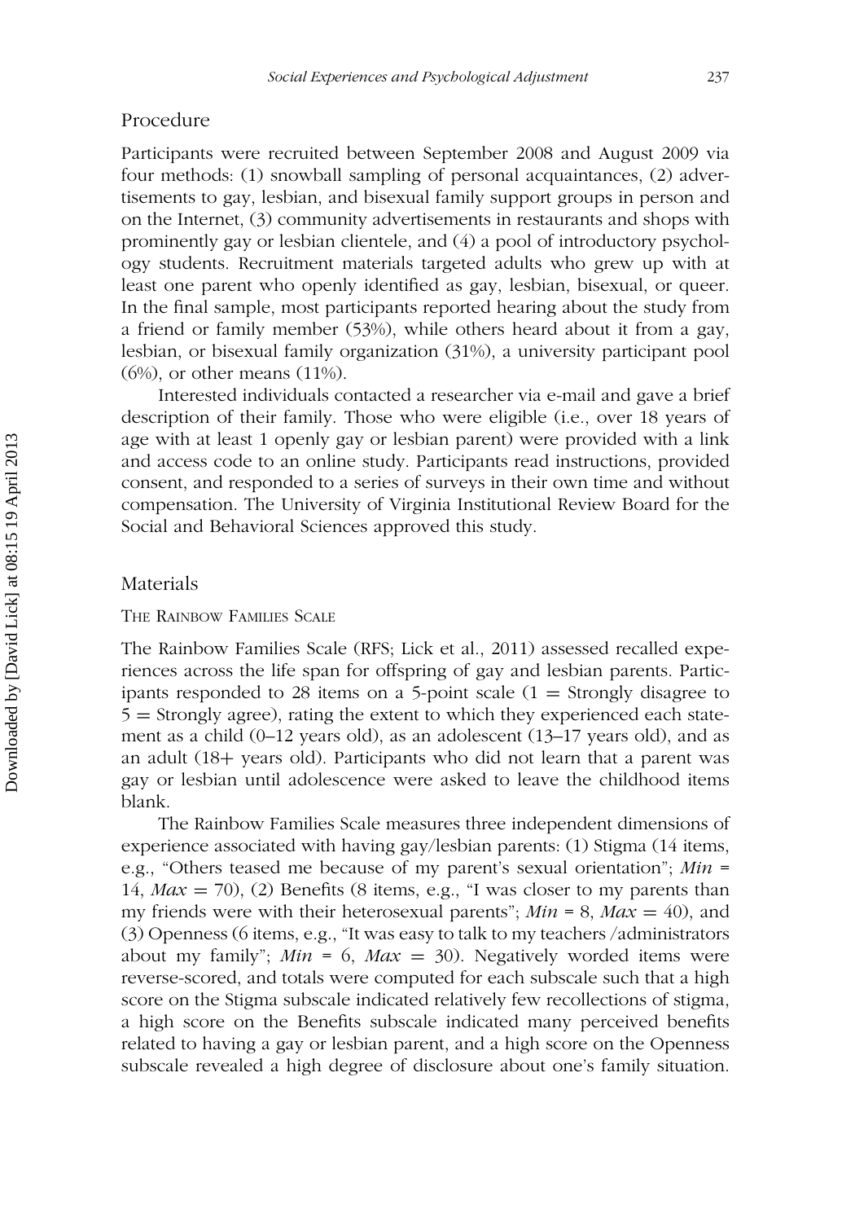## Procedure

Participants were recruited between September 2008 and August 2009 via four methods: (1) snowball sampling of personal acquaintances, (2) advertisements to gay, lesbian, and bisexual family support groups in person and on the Internet, (3) community advertisements in restaurants and shops with prominently gay or lesbian clientele, and (4) a pool of introductory psychology students. Recruitment materials targeted adults who grew up with at least one parent who openly identified as gay, lesbian, bisexual, or queer. In the final sample, most participants reported hearing about the study from a friend or family member (53%), while others heard about it from a gay, lesbian, or bisexual family organization (31%), a university participant pool (6%), or other means (11%).

Interested individuals contacted a researcher via e-mail and gave a brief description of their family. Those who were eligible (i.e., over 18 years of age with at least 1 openly gay or lesbian parent) were provided with a link and access code to an online study. Participants read instructions, provided consent, and responded to a series of surveys in their own time and without compensation. The University of Virginia Institutional Review Board for the Social and Behavioral Sciences approved this study.

## Materials

### The Rainbow Families Scale

The Rainbow Families Scale (RFS; Lick et al., 2011) assessed recalled experiences across the life span for offspring of gay and lesbian parents. Participants responded to 28 items on a 5-point scale (1 = Strongly disagree to 5 = Strongly agree), rating the extent to which they experienced each statement as a child (0–12 years old), as an adolescent (13–17 years old), and as an adult (18+ years old). Participants who did not learn that a parent was gay or lesbian until adolescence were asked to leave the childhood items blank.

The Rainbow Families Scale measures three independent dimensions of experience associated with having gay/lesbian parents: (1) Stigma (14 items, e.g., "Others teased me because of my parent's sexual orientation"; *Min* = 14, *Max* = 70), (2) Benefits (8 items, e.g., "I was closer to my parents than my friends were with their heterosexual parents"; *Min* = 8, *Max* = 40), and (3) Openness (6 items, e.g., "It was easy to talk to my teachers /administrators about my family"; *Min* = 6, *Max* = 30). Negatively worded items were reverse-scored, and totals were computed for each subscale such that a high score on the Stigma subscale indicated relatively few recollections of stigma, a high score on the Benefits subscale indicated many perceived benefits related to having a gay or lesbian parent, and a high score on the Openness subscale revealed a high degree of disclosure about one's family situation.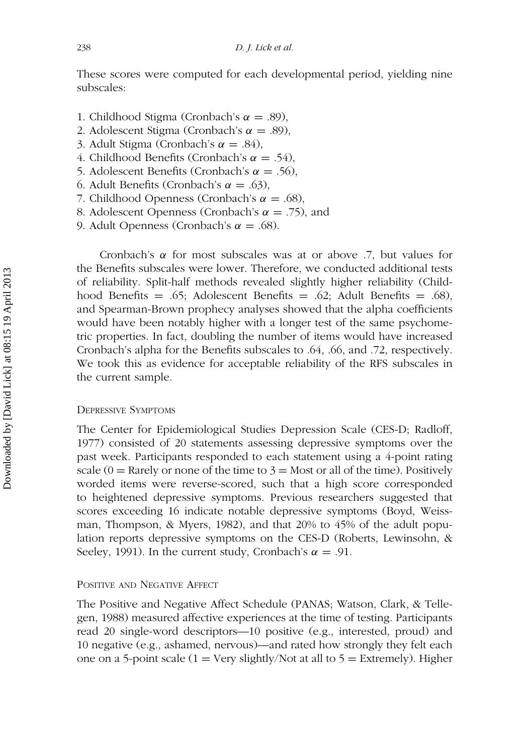These scores were computed for each developmental period, yielding nine subscales:

1. Childhood Stigma (Cronbach's $\alpha$ = .89),
2. Adolescent Stigma (Cronbach's $\alpha$ = .89),
3. Adult Stigma (Cronbach's $\alpha$ = .84),
4. Childhood Benefits (Cronbach's $\alpha$ = .54),
5. Adolescent Benefits (Cronbach's $\alpha$ = .56),
6. Adult Benefits (Cronbach's $\alpha$ = .63),
7. Childhood Openness (Cronbach's $\alpha$ = .68),
8. Adolescent Openness (Cronbach's $\alpha$ = .75), and
9. Adult Openness (Cronbach's $\alpha$ = .68).

Cronbach's $\alpha$ for most subscales was at or above .7, but values for the Benefits subscales were lower. Therefore, we conducted additional tests of reliability. Split-half methods revealed slightly higher reliability (Childhood Benefits = .65; Adolescent Benefits = .62; Adult Benefits = .68), and Spearman-Brown prophecy analyses showed that the alpha coefficients would have been notably higher with a longer test of the same psychometric properties. In fact, doubling the number of items would have increased Cronbach's alpha for the Benefits subscales to .64, .66, and .72, respectively. We took this as evidence for acceptable reliability of the RFS subscales in the current sample.

### Depressive Symptoms

The Center for Epidemiological Studies Depression Scale (CES-D; Radloff, 1977) consisted of 20 statements assessing depressive symptoms over the past week. Participants responded to each statement using a 4-point rating scale (0 = Rarely or none of the time to 3 = Most or all of the time). Positively worded items were reverse-scored, such that a high score corresponded to heightened depressive symptoms. Previous researchers suggested that scores exceeding 16 indicate notable depressive symptoms (Boyd, Weissman, Thompson, & Myers, 1982), and that 20% to 45% of the adult population reports depressive symptoms on the CES-D (Roberts, Lewinsohn, & Seeley, 1991). In the current study, Cronbach's $\alpha$ = .91.

### Positive and Negative Affect

The Positive and Negative Affect Schedule (PANAS; Watson, Clark, & Tellegen, 1988) measured affective experiences at the time of testing. Participants read 20 single-word descriptors—10 positive (e.g., interested, proud) and 10 negative (e.g., ashamed, nervous)—and rated how strongly they felt each one on a 5-point scale (1 = Very slightly/Not at all to 5 = Extremely). Higher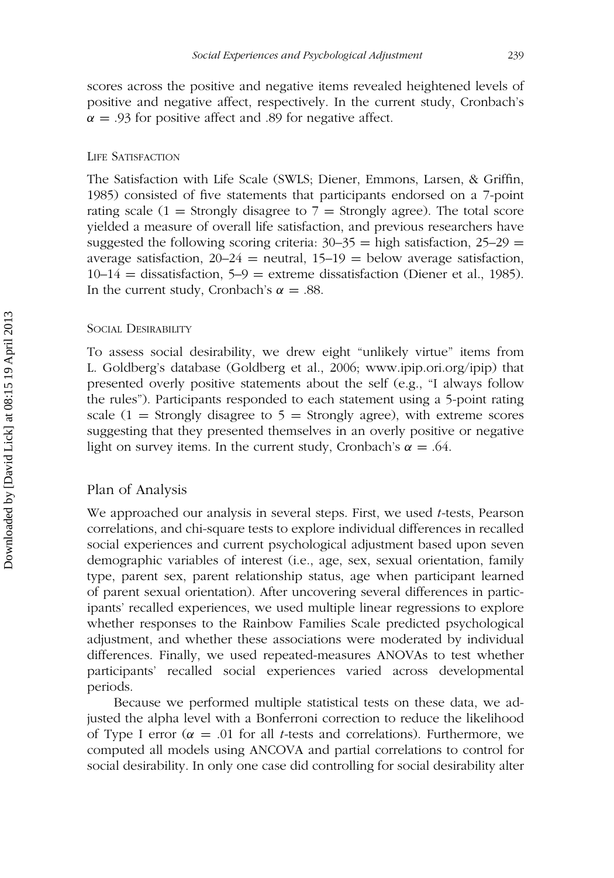scores across the positive and negative items revealed heightened levels of positive and negative affect, respectively. In the current study, Cronbach's $\alpha = .93$ for positive affect and .89 for negative affect.

### Life Satisfaction

The Satisfaction with Life Scale (SWLS; Diener, Emmons, Larsen, & Griffin, 1985) consisted of five statements that participants endorsed on a 7-point rating scale (1 = Strongly disagree to 7 = Strongly agree). The total score yielded a measure of overall life satisfaction, and previous researchers have suggested the following scoring criteria: 30–35 = high satisfaction, 25–29 = average satisfaction, 20–24 = neutral, 15–19 = below average satisfaction, 10–14 = dissatisfaction, 5–9 = extreme dissatisfaction (Diener et al., 1985). In the current study, Cronbach's $\alpha = .88$.

### Social Desirability

To assess social desirability, we drew eight "unlikely virtue" items from L. Goldberg's database (Goldberg et al., 2006; www.ipip.ori.org/ipip) that presented overly positive statements about the self (e.g., "I always follow the rules"). Participants responded to each statement using a 5-point rating scale (1 = Strongly disagree to 5 = Strongly agree), with extreme scores suggesting that they presented themselves in an overly positive or negative light on survey items. In the current study, Cronbach's $\alpha = .64$.

## Plan of Analysis

We approached our analysis in several steps. First, we used *t*-tests, Pearson correlations, and chi-square tests to explore individual differences in recalled social experiences and current psychological adjustment based upon seven demographic variables of interest (i.e., age, sex, sexual orientation, family type, parent sex, parent relationship status, age when participant learned of parent sexual orientation). After uncovering several differences in participants' recalled experiences, we used multiple linear regressions to explore whether responses to the Rainbow Families Scale predicted psychological adjustment, and whether these associations were moderated by individual differences. Finally, we used repeated-measures ANOVAs to test whether participants' recalled social experiences varied across developmental periods.

Because we performed multiple statistical tests on these data, we adjusted the alpha level with a Bonferroni correction to reduce the likelihood of Type I error ($\alpha = .01$ for all *t*-tests and correlations). Furthermore, we computed all models using ANCOVA and partial correlations to control for social desirability. In only one case did controlling for social desirability alter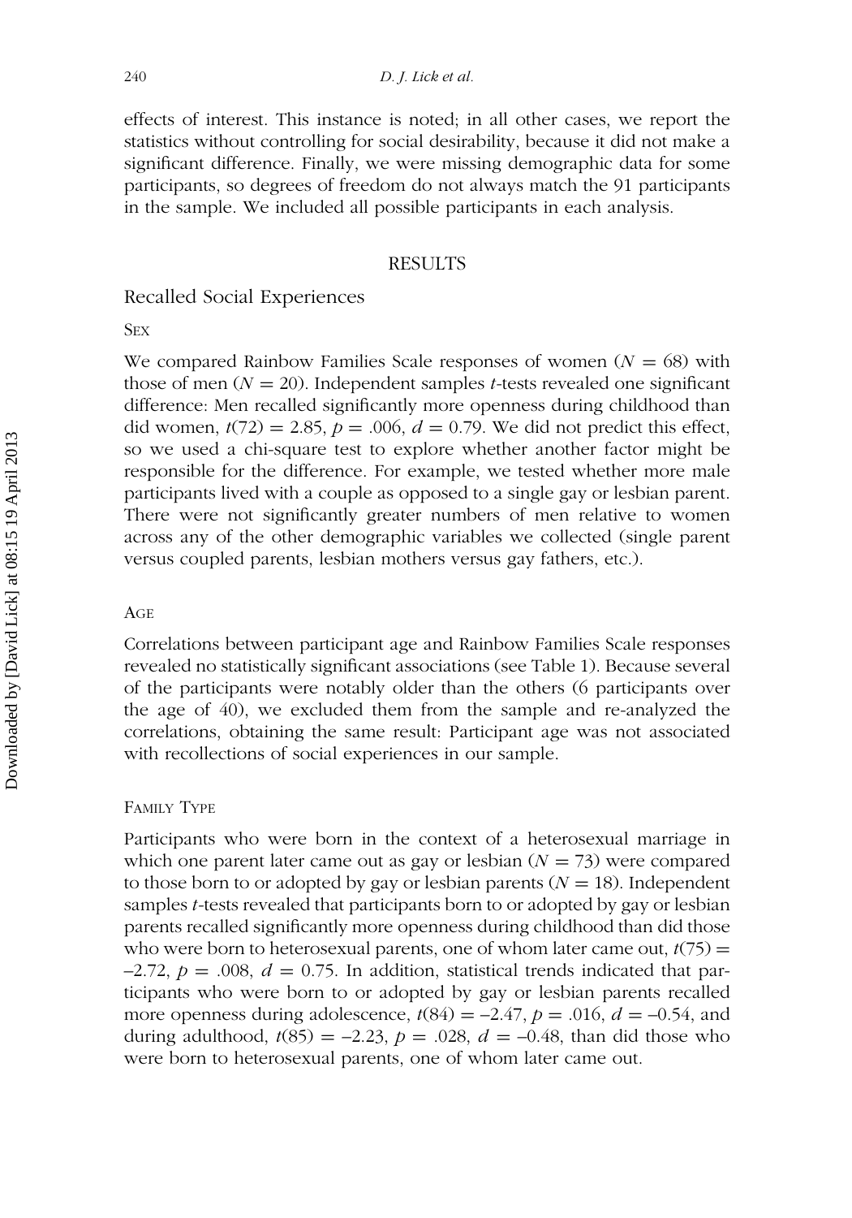effects of interest. This instance is noted; in all other cases, we report the statistics without controlling for social desirability, because it did not make a significant difference. Finally, we were missing demographic data for some participants, so degrees of freedom do not always match the 91 participants in the sample. We included all possible participants in each analysis.

## RESULTS

### Recalled Social Experiences

#### Sex

We compared Rainbow Families Scale responses of women ($N = 68$) with those of men ($N = 20$). Independent samples $t$-tests revealed one significant difference: Men recalled significantly more openness during childhood than did women, $t(72) = 2.85$, $p = .006$, $d = 0.79$. We did not predict this effect, so we used a chi-square test to explore whether another factor might be responsible for the difference. For example, we tested whether more male participants lived with a couple as opposed to a single gay or lesbian parent. There were not significantly greater numbers of men relative to women across any of the other demographic variables we collected (single parent versus coupled parents, lesbian mothers versus gay fathers, etc.).

#### Age

Correlations between participant age and Rainbow Families Scale responses revealed no statistically significant associations (see Table 1). Because several of the participants were notably older than the others (6 participants over the age of 40), we excluded them from the sample and re-analyzed the correlations, obtaining the same result: Participant age was not associated with recollections of social experiences in our sample.

#### Family Type

Participants who were born in the context of a heterosexual marriage in which one parent later came out as gay or lesbian ($N = 73$) were compared to those born to or adopted by gay or lesbian parents ($N = 18$). Independent samples $t$-tests revealed that participants born to or adopted by gay or lesbian parents recalled significantly more openness during childhood than did those who were born to heterosexual parents, one of whom later came out, $t(75) = -2.72$, $p = .008$, $d = 0.75$. In addition, statistical trends indicated that participants who were born to or adopted by gay or lesbian parents recalled more openness during adolescence, $t(84) = -2.47$, $p = .016$, $d = -0.54$, and during adulthood, $t(85) = -2.23$, $p = .028$, $d = -0.48$, than did those who were born to heterosexual parents, one of whom later came out.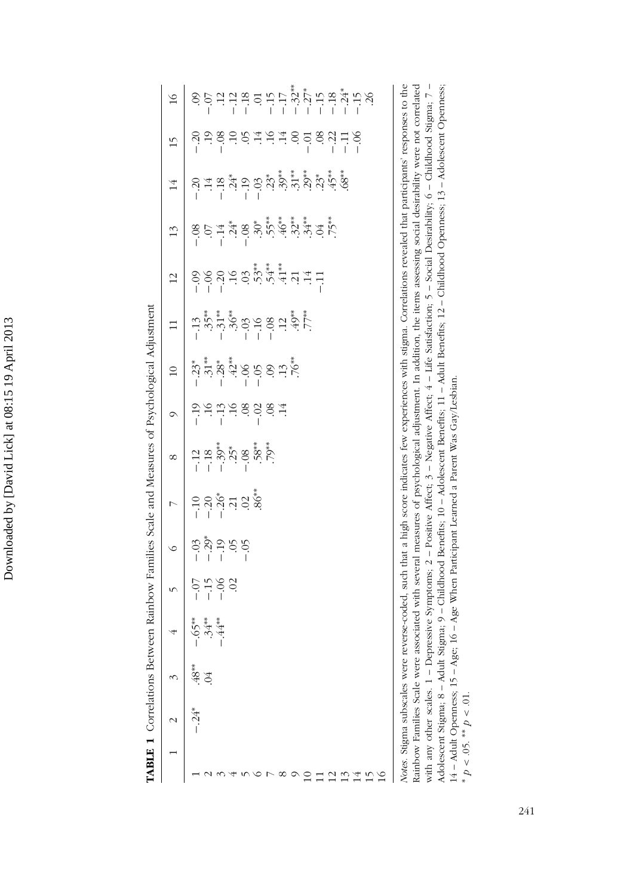**TABLE 1** Correlations Between Rainbow Families Scale and Measures of Psychological Adjustment

| | 1 | 2 | 3 | 4 | 5 | 6 | 7 | 8 | 9 | 10 | 11 | 12 | 13 | 14 | 15 | 16 |
|---|---|---|---|---|---|---|---|---|---|---|---|---|---|---|---|---|
| 1 | | −.24* | .48** | −.65** | −.07 | −.03 | −.10 | −.12 | −.19 | −.23* | −.13 | −.09 | −.08 | −.20 | −.20 | .09 |
| 2 | | | .04 | .34** | −.15 | −.29* | −.20 | −.18 | .16 | .31** | .35** | −.06 | .07 | .14 | .19 | −.07 |
| 3 | | | | −.44** | −.06 | −.19 | −.26* | −.39** | −.13 | −.28* | −.31** | −.20 | −.14 | −.18 | −.08 | .12 |
| 4 | | | | | .02 | .05 | .21 | .25* | .16 | .42** | .36** | .16 | .24* | .24* | .10 | −.12 |
| 5 | | | | | | −.05 | .02 | −.08 | .08 | −.06 | −.03 | .03 | −.08 | −.19 | .05 | −.18 |
| 6 | | | | | | | .86** | .58** | −.02 | −.05 | −.16 | .53** | .30* | −.03 | .14 | .01 |
| 7 | | | | | | | | .79** | .08 | .09 | −.08 | .54** | .55** | .23* | .16 | −.15 |
| 8 | | | | | | | | | .14 | .13 | .12 | .41** | .46** | .39** | .14 | −.17 |
| 9 | | | | | | | | | | .76** | .49** | .21 | .32** | .31** | .00 | −.32** |
| 10 | | | | | | | | | | | .77** | .14 | .34** | .29** | −.01 | −.27* |
| 11 | | | | | | | | | | | | −.11 | .04 | .23* | .08 | −.15 |
| 12 | | | | | | | | | | | | | .75** | .45** | −.22 | −.18 |
| 13 | | | | | | | | | | | | | | .68** | −.11 | −.24* |
| 14 | | | | | | | | | | | | | | | −.06 | −.15 |
| 15 | | | | | | | | | | | | | | | | .26 |
| 16 | | | | | | | | | | | | | | | | |

*Notes*. Stigma subscales were reverse-coded, such that a high score indicates few experiences with stigma. Correlations revealed that participants' responses to the Rainbow Families Scale were associated with several measures of psychological adjustment. In addition, the items assessing social desirability were not correlated with any other scales. 1 – Depressive Symptoms; 2 – Positive Affect; 3 – Negative Affect; 4 – Life Satisfaction; 5 – Social Desirability; 6 – Childhood Stigma; 7 – Adolescent Stigma; 8 – Adult Stigma; 9 – Childhood Benefits; 10 – Adolescent Benefits; 11 – Adult Benefits; 12 – Childhood Openness; 13 – Adolescent Openness; 14 – Adult Openness; 15 – Age; 16 – Age When Participant Learned a Parent Was Gay/Lesbian.

* $p < .05$. ** $p < .01$.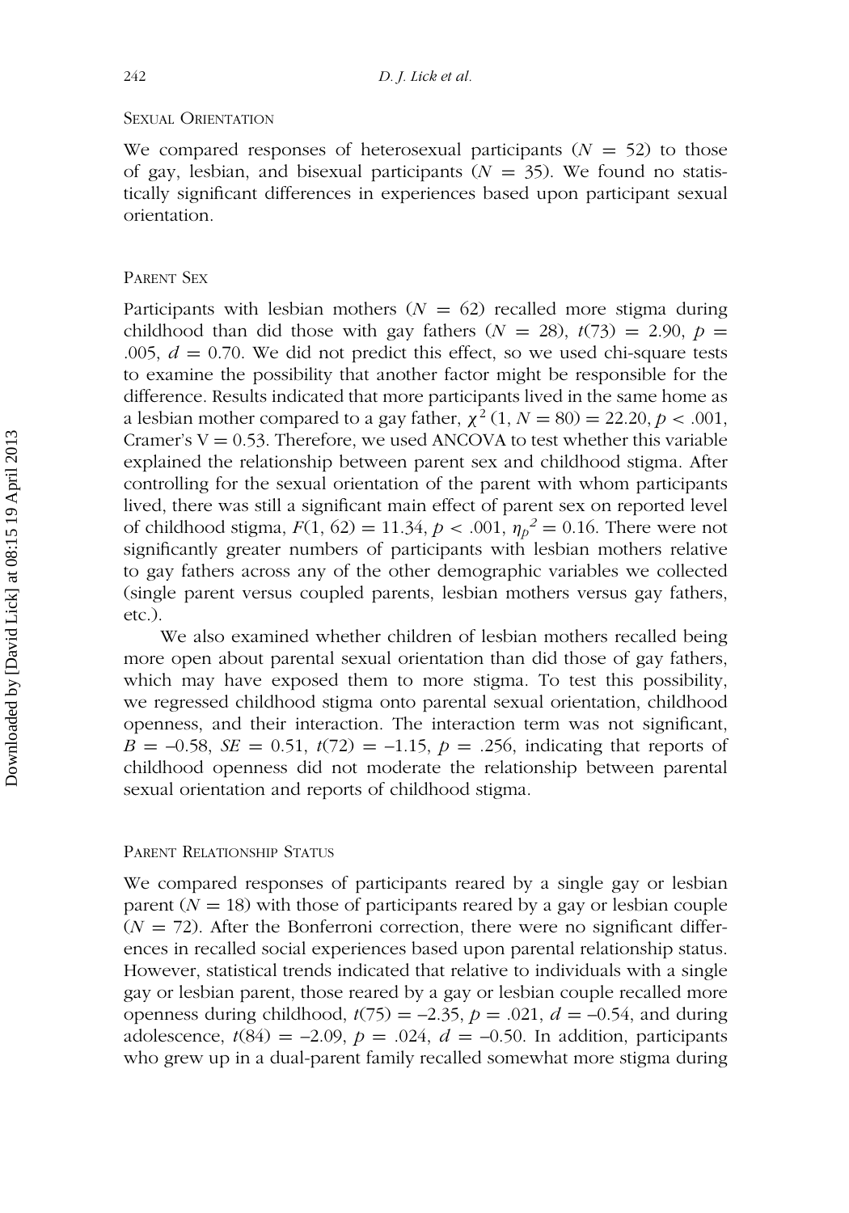### Sexual Orientation

We compared responses of heterosexual participants ($N = 52$) to those of gay, lesbian, and bisexual participants ($N = 35$). We found no statistically significant differences in experiences based upon participant sexual orientation.

### Parent Sex

Participants with lesbian mothers ($N = 62$) recalled more stigma during childhood than did those with gay fathers ($N = 28$), $t(73) = 2.90$, $p = .005$, $d = 0.70$. We did not predict this effect, so we used chi-square tests to examine the possibility that another factor might be responsible for the difference. Results indicated that more participants lived in the same home as a lesbian mother compared to a gay father, $\chi^2\,(1, N = 80) = 22.20$, $p < .001$, Cramer's $V = 0.53$. Therefore, we used ANCOVA to test whether this variable explained the relationship between parent sex and childhood stigma. After controlling for the sexual orientation of the parent with whom participants lived, there was still a significant main effect of parent sex on reported level of childhood stigma, $F(1, 62) = 11.34$, $p < .001$, $\eta_p{}^2 = 0.16$. There were not significantly greater numbers of participants with lesbian mothers relative to gay fathers across any of the other demographic variables we collected (single parent versus coupled parents, lesbian mothers versus gay fathers, etc.).

We also examined whether children of lesbian mothers recalled being more open about parental sexual orientation than did those of gay fathers, which may have exposed them to more stigma. To test this possibility, we regressed childhood stigma onto parental sexual orientation, childhood openness, and their interaction. The interaction term was not significant, $B = -0.58$, $SE = 0.51$, $t(72) = -1.15$, $p = .256$, indicating that reports of childhood openness did not moderate the relationship between parental sexual orientation and reports of childhood stigma.

### Parent Relationship Status

We compared responses of participants reared by a single gay or lesbian parent ($N = 18$) with those of participants reared by a gay or lesbian couple ($N = 72$). After the Bonferroni correction, there were no significant differences in recalled social experiences based upon parental relationship status. However, statistical trends indicated that relative to individuals with a single gay or lesbian parent, those reared by a gay or lesbian couple recalled more openness during childhood, $t(75) = -2.35$, $p = .021$, $d = -0.54$, and during adolescence, $t(84) = -2.09$, $p = .024$, $d = -0.50$. In addition, participants who grew up in a dual-parent family recalled somewhat more stigma during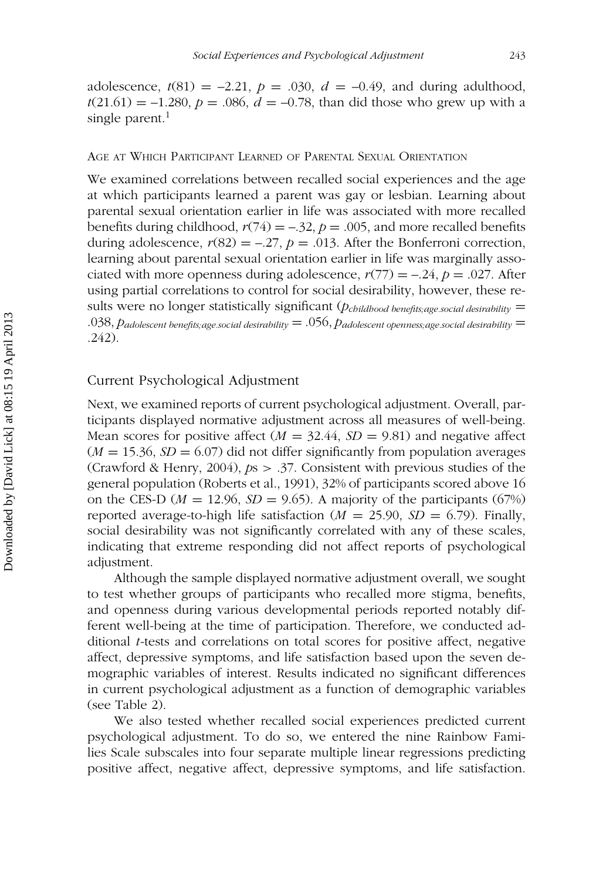adolescence, $t(81) = -2.21$, $p = .030$, $d = -0.49$, and during adulthood, $t(21.61) = -1.280$, $p = .086$, $d = -0.78$, than did those who grew up with a single parent.[1]

### Age at Which Participant Learned of Parental Sexual Orientation

We examined correlations between recalled social experiences and the age at which participants learned a parent was gay or lesbian. Learning about parental sexual orientation earlier in life was associated with more recalled benefits during childhood, $r(74) = -.32$, $p = .005$, and more recalled benefits during adolescence, $r(82) = -.27$, $p = .013$. After the Bonferroni correction, learning about parental sexual orientation earlier in life was marginally associated with more openness during adolescence, $r(77) = -.24$, $p = .027$. After using partial correlations to control for social desirability, however, these results were no longer statistically significant ($p_{childhood\ benefits;age.social\ desirability} = .038$, $p_{adolescent\ benefits;age.social\ desirability} = .056$, $p_{adolescent\ openness;age.social\ desirability} = .242$).

## Current Psychological Adjustment

Next, we examined reports of current psychological adjustment. Overall, participants displayed normative adjustment across all measures of well-being. Mean scores for positive affect ($M = 32.44$, $SD = 9.81$) and negative affect ($M = 15.36$, $SD = 6.07$) did not differ significantly from population averages (Crawford & Henry, 2004), $p$s $> .37$. Consistent with previous studies of the general population (Roberts et al., 1991), 32% of participants scored above 16 on the CES-D ($M = 12.96$, $SD = 9.65$). A majority of the participants (67%) reported average-to-high life satisfaction ($M = 25.90$, $SD = 6.79$). Finally, social desirability was not significantly correlated with any of these scales, indicating that extreme responding did not affect reports of psychological adjustment.

Although the sample displayed normative adjustment overall, we sought to test whether groups of participants who recalled more stigma, benefits, and openness during various developmental periods reported notably different well-being at the time of participation. Therefore, we conducted additional $t$-tests and correlations on total scores for positive affect, negative affect, depressive symptoms, and life satisfaction based upon the seven demographic variables of interest. Results indicated no significant differences in current psychological adjustment as a function of demographic variables (see Table 2).

We also tested whether recalled social experiences predicted current psychological adjustment. To do so, we entered the nine Rainbow Families Scale subscales into four separate multiple linear regressions predicting positive affect, negative affect, depressive symptoms, and life satisfaction.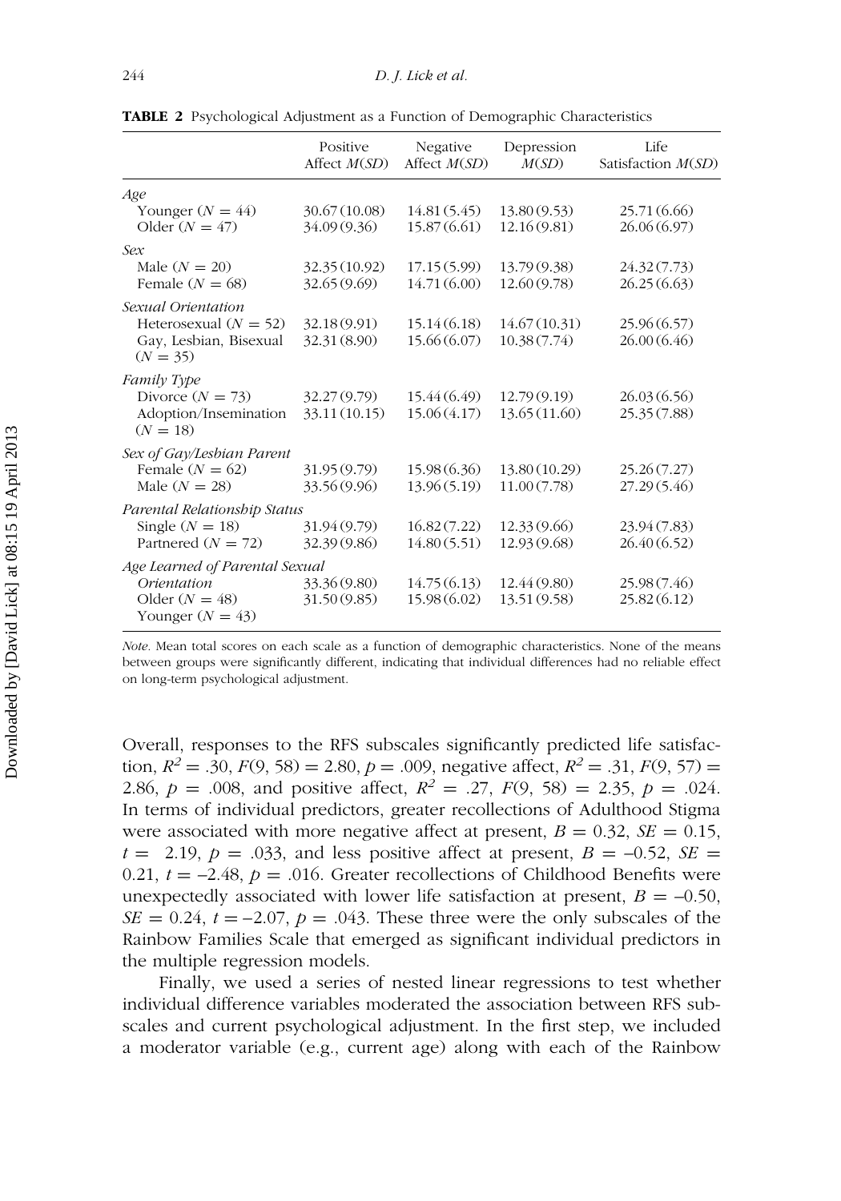**TABLE 2** Psychological Adjustment as a Function of Demographic Characteristics

| | Positive Affect *M*(*SD*) | Negative Affect *M*(*SD*) | Depression *M*(*SD*) | Life Satisfaction *M*(*SD*) |
|---|---|---|---|---|
| *Age* | | | | |
| Younger ($N = 44$) | 30.67 (10.08) | 14.81 (5.45) | 13.80 (9.53) | 25.71 (6.66) |
| Older ($N = 47$) | 34.09 (9.36) | 15.87 (6.61) | 12.16 (9.81) | 26.06 (6.97) |
| *Sex* | | | | |
| Male ($N = 20$) | 32.35 (10.92) | 17.15 (5.99) | 13.79 (9.38) | 24.32 (7.73) |
| Female ($N = 68$) | 32.65 (9.69) | 14.71 (6.00) | 12.60 (9.78) | 26.25 (6.63) |
| *Sexual Orientation* | | | | |
| Heterosexual ($N = 52$) | 32.18 (9.91) | 15.14 (6.18) | 14.67 (10.31) | 25.96 (6.57) |
| Gay, Lesbian, Bisexual ($N = 35$) | 32.31 (8.90) | 15.66 (6.07) | 10.38 (7.74) | 26.00 (6.46) |
| *Family Type* | | | | |
| Divorce ($N = 73$) | 32.27 (9.79) | 15.44 (6.49) | 12.79 (9.19) | 26.03 (6.56) |
| Adoption/Insemination ($N = 18$) | 33.11 (10.15) | 15.06 (4.17) | 13.65 (11.60) | 25.35 (7.88) |
| *Sex of Gay/Lesbian Parent* | | | | |
| Female ($N = 62$) | 31.95 (9.79) | 15.98 (6.36) | 13.80 (10.29) | 25.26 (7.27) |
| Male ($N = 28$) | 33.56 (9.96) | 13.96 (5.19) | 11.00 (7.78) | 27.29 (5.46) |
| *Parental Relationship Status* | | | | |
| Single ($N = 18$) | 31.94 (9.79) | 16.82 (7.22) | 12.33 (9.66) | 23.94 (7.83) |
| Partnered ($N = 72$) | 32.39 (9.86) | 14.80 (5.51) | 12.93 (9.68) | 26.40 (6.52) |
| *Age Learned of Parental Sexual Orientation* | | | | |
| Older ($N = 48$) | 33.36 (9.80) | 14.75 (6.13) | 12.44 (9.80) | 25.98 (7.46) |
| Younger ($N = 43$) | 31.50 (9.85) | 15.98 (6.02) | 13.51 (9.58) | 25.82 (6.12) |

*Note.* Mean total scores on each scale as a function of demographic characteristics. None of the means between groups were significantly different, indicating that individual differences had no reliable effect on long-term psychological adjustment.

Overall, responses to the RFS subscales significantly predicted life satisfaction, $R^2 = .30$, $F(9, 58) = 2.80$, $p = .009$, negative affect, $R^2 = .31$, $F(9, 57) = 2.86$, $p = .008$, and positive affect, $R^2 = .27$, $F(9, 58) = 2.35$, $p = .024$. In terms of individual predictors, greater recollections of Adulthood Stigma were associated with more negative affect at present, $B = 0.32$, $SE = 0.15$, $t = 2.19$, $p = .033$, and less positive affect at present, $B = -0.52$, $SE = 0.21$, $t = -2.48$, $p = .016$. Greater recollections of Childhood Benefits were unexpectedly associated with lower life satisfaction at present, $B = -0.50$, $SE = 0.24$, $t = -2.07$, $p = .043$. These three were the only subscales of the Rainbow Families Scale that emerged as significant individual predictors in the multiple regression models.

Finally, we used a series of nested linear regressions to test whether individual difference variables moderated the association between RFS subscales and current psychological adjustment. In the first step, we included a moderator variable (e.g., current age) along with each of the Rainbow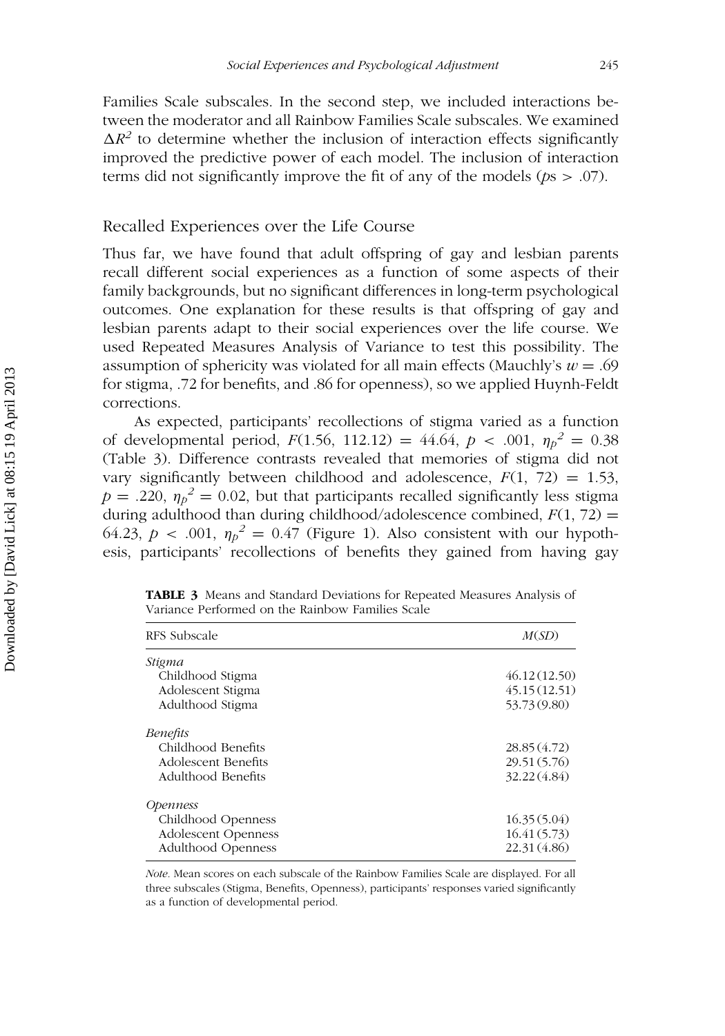Families Scale subscales. In the second step, we included interactions between the moderator and all Rainbow Families Scale subscales. We examined $\Delta R^2$ to determine whether the inclusion of interaction effects significantly improved the predictive power of each model. The inclusion of interaction terms did not significantly improve the fit of any of the models ($p$s > .07).

## Recalled Experiences over the Life Course

Thus far, we have found that adult offspring of gay and lesbian parents recall different social experiences as a function of some aspects of their family backgrounds, but no significant differences in long-term psychological outcomes. One explanation for these results is that offspring of gay and lesbian parents adapt to their social experiences over the life course. We used Repeated Measures Analysis of Variance to test this possibility. The assumption of sphericity was violated for all main effects (Mauchly's $w = .69$ for stigma, .72 for benefits, and .86 for openness), so we applied Huynh-Feldt corrections.

As expected, participants' recollections of stigma varied as a function of developmental period, $F(1.56, 112.12) = 44.64$, $p < .001$, $\eta_p^2 = 0.38$ (Table 3). Difference contrasts revealed that memories of stigma did not vary significantly between childhood and adolescence, $F(1, 72) = 1.53$, $p = .220$, $\eta_p^2 = 0.02$, but that participants recalled significantly less stigma during adulthood than during childhood/adolescence combined, $F(1, 72) = 64.23$, $p < .001$, $\eta_p^2 = 0.47$ (Figure 1). Also consistent with our hypothesis, participants' recollections of benefits they gained from having gay

**TABLE 3** Means and Standard Deviations for Repeated Measures Analysis of Variance Performed on the Rainbow Families Scale

| RFS Subscale | $M(SD)$ |
|---|---|
| *Stigma* | |
| Childhood Stigma | 46.12 (12.50) |
| Adolescent Stigma | 45.15 (12.51) |
| Adulthood Stigma | 53.73 (9.80) |
| *Benefits* | |
| Childhood Benefits | 28.85 (4.72) |
| Adolescent Benefits | 29.51 (5.76) |
| Adulthood Benefits | 32.22 (4.84) |
| *Openness* | |
| Childhood Openness | 16.35 (5.04) |
| Adolescent Openness | 16.41 (5.73) |
| Adulthood Openness | 22.31 (4.86) |

*Note.* Mean scores on each subscale of the Rainbow Families Scale are displayed. For all three subscales (Stigma, Benefits, Openness), participants' responses varied significantly as a function of developmental period.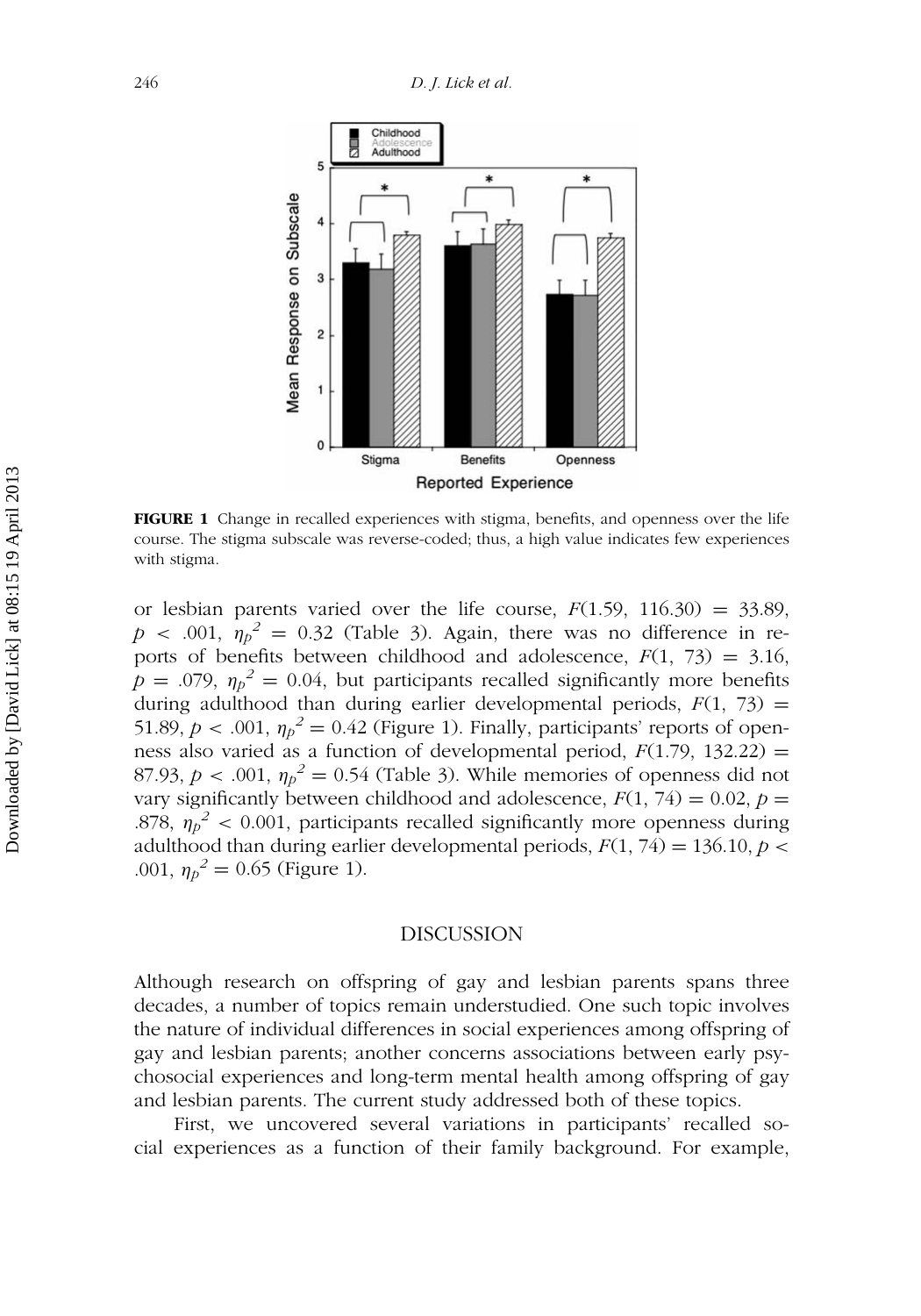**FIGURE 1** Change in recalled experiences with stigma, benefits, and openness over the life course. The stigma subscale was reverse-coded; thus, a high value indicates few experiences with stigma.

or lesbian parents varied over the life course, $F(1.59, 116.30) = 33.89$, $p < .001$, $\eta_p^2 = 0.32$ (Table 3). Again, there was no difference in reports of benefits between childhood and adolescence, $F(1, 73) = 3.16$, $p = .079$, $\eta_p^2 = 0.04$, but participants recalled significantly more benefits during adulthood than during earlier developmental periods, $F(1, 73) = 51.89$, $p < .001$, $\eta_p^2 = 0.42$ (Figure 1). Finally, participants' reports of openness also varied as a function of developmental period, $F(1.79, 132.22) = 87.93$, $p < .001$, $\eta_p^2 = 0.54$ (Table 3). While memories of openness did not vary significantly between childhood and adolescence, $F(1, 74) = 0.02$, $p = .878$, $\eta_p^2 < 0.001$, participants recalled significantly more openness during adulthood than during earlier developmental periods, $F(1, 74) = 136.10$, $p < .001$, $\eta_p^2 = 0.65$ (Figure 1).

## DISCUSSION

Although research on offspring of gay and lesbian parents spans three decades, a number of topics remain understudied. One such topic involves the nature of individual differences in social experiences among offspring of gay and lesbian parents; another concerns associations between early psychosocial experiences and long-term mental health among offspring of gay and lesbian parents. The current study addressed both of these topics.

First, we uncovered several variations in participants' recalled social experiences as a function of their family background. For example,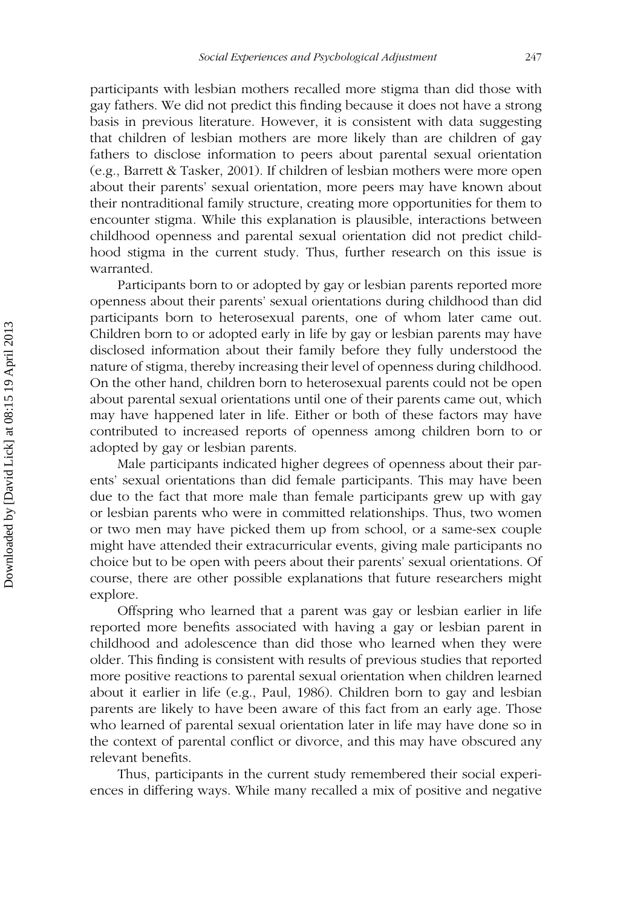participants with lesbian mothers recalled more stigma than did those with gay fathers. We did not predict this finding because it does not have a strong basis in previous literature. However, it is consistent with data suggesting that children of lesbian mothers are more likely than are children of gay fathers to disclose information to peers about parental sexual orientation (e.g., Barrett & Tasker, 2001). If children of lesbian mothers were more open about their parents' sexual orientation, more peers may have known about their nontraditional family structure, creating more opportunities for them to encounter stigma. While this explanation is plausible, interactions between childhood openness and parental sexual orientation did not predict childhood stigma in the current study. Thus, further research on this issue is warranted.

Participants born to or adopted by gay or lesbian parents reported more openness about their parents' sexual orientations during childhood than did participants born to heterosexual parents, one of whom later came out. Children born to or adopted early in life by gay or lesbian parents may have disclosed information about their family before they fully understood the nature of stigma, thereby increasing their level of openness during childhood. On the other hand, children born to heterosexual parents could not be open about parental sexual orientations until one of their parents came out, which may have happened later in life. Either or both of these factors may have contributed to increased reports of openness among children born to or adopted by gay or lesbian parents.

Male participants indicated higher degrees of openness about their parents' sexual orientations than did female participants. This may have been due to the fact that more male than female participants grew up with gay or lesbian parents who were in committed relationships. Thus, two women or two men may have picked them up from school, or a same-sex couple might have attended their extracurricular events, giving male participants no choice but to be open with peers about their parents' sexual orientations. Of course, there are other possible explanations that future researchers might explore.

Offspring who learned that a parent was gay or lesbian earlier in life reported more benefits associated with having a gay or lesbian parent in childhood and adolescence than did those who learned when they were older. This finding is consistent with results of previous studies that reported more positive reactions to parental sexual orientation when children learned about it earlier in life (e.g., Paul, 1986). Children born to gay and lesbian parents are likely to have been aware of this fact from an early age. Those who learned of parental sexual orientation later in life may have done so in the context of parental conflict or divorce, and this may have obscured any relevant benefits.

Thus, participants in the current study remembered their social experiences in differing ways. While many recalled a mix of positive and negative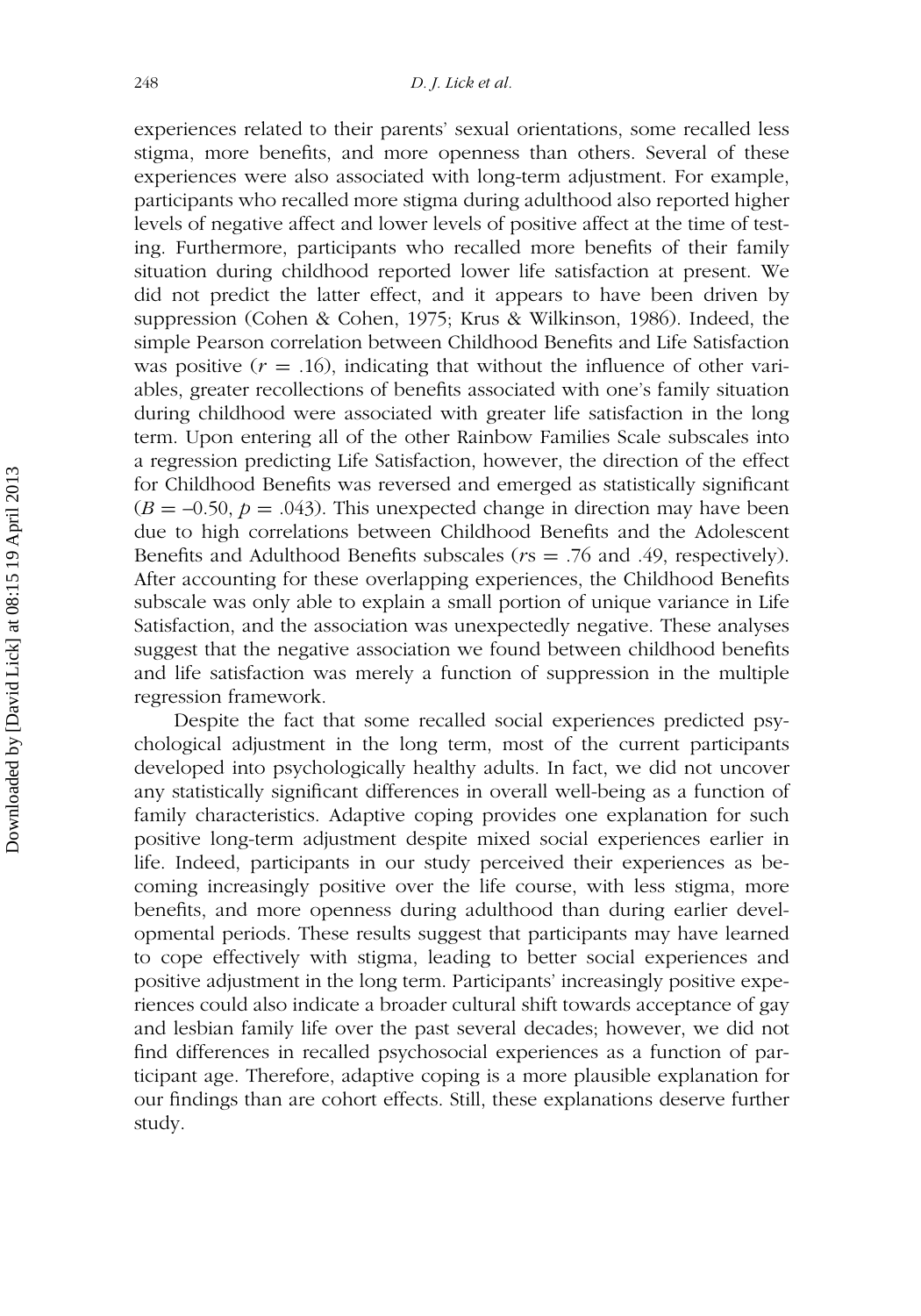experiences related to their parents' sexual orientations, some recalled less stigma, more benefits, and more openness than others. Several of these experiences were also associated with long-term adjustment. For example, participants who recalled more stigma during adulthood also reported higher levels of negative affect and lower levels of positive affect at the time of testing. Furthermore, participants who recalled more benefits of their family situation during childhood reported lower life satisfaction at present. We did not predict the latter effect, and it appears to have been driven by suppression (Cohen & Cohen, 1975; Krus & Wilkinson, 1986). Indeed, the simple Pearson correlation between Childhood Benefits and Life Satisfaction was positive ($r = .16$), indicating that without the influence of other variables, greater recollections of benefits associated with one's family situation during childhood were associated with greater life satisfaction in the long term. Upon entering all of the other Rainbow Families Scale subscales into a regression predicting Life Satisfaction, however, the direction of the effect for Childhood Benefits was reversed and emerged as statistically significant ($B = -0.50$, $p = .043$). This unexpected change in direction may have been due to high correlations between Childhood Benefits and the Adolescent Benefits and Adulthood Benefits subscales ($rs = .76$ and $.49$, respectively). After accounting for these overlapping experiences, the Childhood Benefits subscale was only able to explain a small portion of unique variance in Life Satisfaction, and the association was unexpectedly negative. These analyses suggest that the negative association we found between childhood benefits and life satisfaction was merely a function of suppression in the multiple regression framework.

Despite the fact that some recalled social experiences predicted psychological adjustment in the long term, most of the current participants developed into psychologically healthy adults. In fact, we did not uncover any statistically significant differences in overall well-being as a function of family characteristics. Adaptive coping provides one explanation for such positive long-term adjustment despite mixed social experiences earlier in life. Indeed, participants in our study perceived their experiences as becoming increasingly positive over the life course, with less stigma, more benefits, and more openness during adulthood than during earlier developmental periods. These results suggest that participants may have learned to cope effectively with stigma, leading to better social experiences and positive adjustment in the long term. Participants' increasingly positive experiences could also indicate a broader cultural shift towards acceptance of gay and lesbian family life over the past several decades; however, we did not find differences in recalled psychosocial experiences as a function of participant age. Therefore, adaptive coping is a more plausible explanation for our findings than are cohort effects. Still, these explanations deserve further study.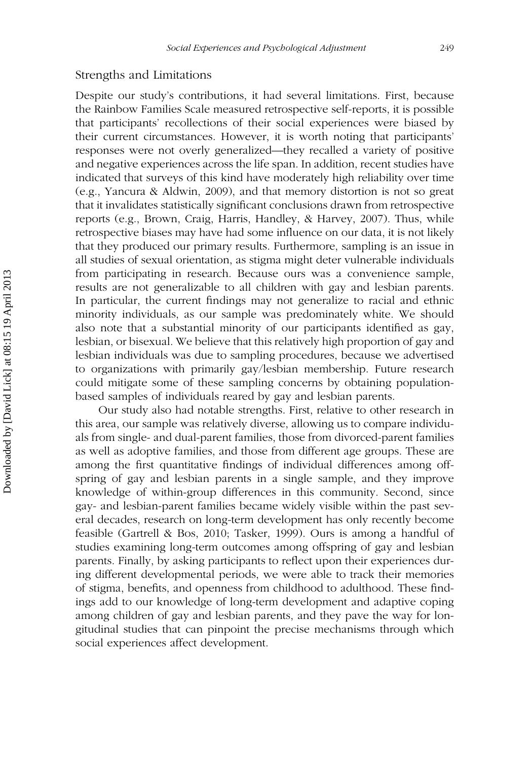## Strengths and Limitations

Despite our study's contributions, it had several limitations. First, because the Rainbow Families Scale measured retrospective self-reports, it is possible that participants' recollections of their social experiences were biased by their current circumstances. However, it is worth noting that participants' responses were not overly generalized—they recalled a variety of positive and negative experiences across the life span. In addition, recent studies have indicated that surveys of this kind have moderately high reliability over time (e.g., Yancura & Aldwin, 2009), and that memory distortion is not so great that it invalidates statistically significant conclusions drawn from retrospective reports (e.g., Brown, Craig, Harris, Handley, & Harvey, 2007). Thus, while retrospective biases may have had some influence on our data, it is not likely that they produced our primary results. Furthermore, sampling is an issue in all studies of sexual orientation, as stigma might deter vulnerable individuals from participating in research. Because ours was a convenience sample, results are not generalizable to all children with gay and lesbian parents. In particular, the current findings may not generalize to racial and ethnic minority individuals, as our sample was predominately white. We should also note that a substantial minority of our participants identified as gay, lesbian, or bisexual. We believe that this relatively high proportion of gay and lesbian individuals was due to sampling procedures, because we advertised to organizations with primarily gay/lesbian membership. Future research could mitigate some of these sampling concerns by obtaining population-based samples of individuals reared by gay and lesbian parents.

Our study also had notable strengths. First, relative to other research in this area, our sample was relatively diverse, allowing us to compare individuals from single- and dual-parent families, those from divorced-parent families as well as adoptive families, and those from different age groups. These are among the first quantitative findings of individual differences among offspring of gay and lesbian parents in a single sample, and they improve knowledge of within-group differences in this community. Second, since gay- and lesbian-parent families became widely visible within the past several decades, research on long-term development has only recently become feasible (Gartrell & Bos, 2010; Tasker, 1999). Ours is among a handful of studies examining long-term outcomes among offspring of gay and lesbian parents. Finally, by asking participants to reflect upon their experiences during different developmental periods, we were able to track their memories of stigma, benefits, and openness from childhood to adulthood. These findings add to our knowledge of long-term development and adaptive coping among children of gay and lesbian parents, and they pave the way for longitudinal studies that can pinpoint the precise mechanisms through which social experiences affect development.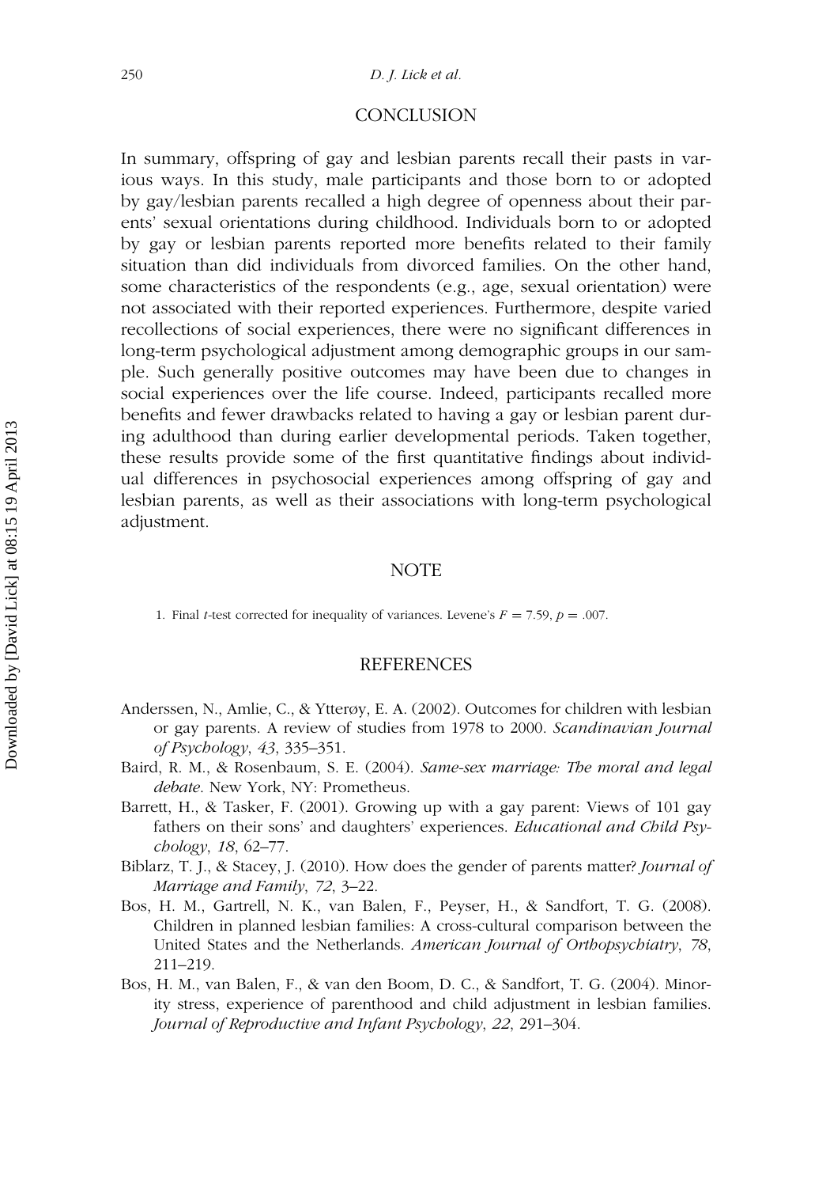## CONCLUSION

In summary, offspring of gay and lesbian parents recall their pasts in various ways. In this study, male participants and those born to or adopted by gay/lesbian parents recalled a high degree of openness about their parents' sexual orientations during childhood. Individuals born to or adopted by gay or lesbian parents reported more benefits related to their family situation than did individuals from divorced families. On the other hand, some characteristics of the respondents (e.g., age, sexual orientation) were not associated with their reported experiences. Furthermore, despite varied recollections of social experiences, there were no significant differences in long-term psychological adjustment among demographic groups in our sample. Such generally positive outcomes may have been due to changes in social experiences over the life course. Indeed, participants recalled more benefits and fewer drawbacks related to having a gay or lesbian parent during adulthood than during earlier developmental periods. Taken together, these results provide some of the first quantitative findings about individual differences in psychosocial experiences among offspring of gay and lesbian parents, as well as their associations with long-term psychological adjustment.

## NOTE

1. Final *t*-test corrected for inequality of variances. Levene's $F = 7.59$, $p = .007$.

## REFERENCES

Anderssen, N., Amlie, C., & Ytterøy, E. A. (2002). Outcomes for children with lesbian or gay parents. A review of studies from 1978 to 2000. *Scandinavian Journal of Psychology*, *43*, 335–351.

Baird, R. M., & Rosenbaum, S. E. (2004). *Same-sex marriage: The moral and legal debate*. New York, NY: Prometheus.

Barrett, H., & Tasker, F. (2001). Growing up with a gay parent: Views of 101 gay fathers on their sons' and daughters' experiences. *Educational and Child Psychology*, *18*, 62–77.

Biblarz, T. J., & Stacey, J. (2010). How does the gender of parents matter? *Journal of Marriage and Family*, *72*, 3–22.

Bos, H. M., Gartrell, N. K., van Balen, F., Peyser, H., & Sandfort, T. G. (2008). Children in planned lesbian families: A cross-cultural comparison between the United States and the Netherlands. *American Journal of Orthopsychiatry*, *78*, 211–219.

Bos, H. M., van Balen, F., & van den Boom, D. C., & Sandfort, T. G. (2004). Minority stress, experience of parenthood and child adjustment in lesbian families. *Journal of Reproductive and Infant Psychology*, *22*, 291–304.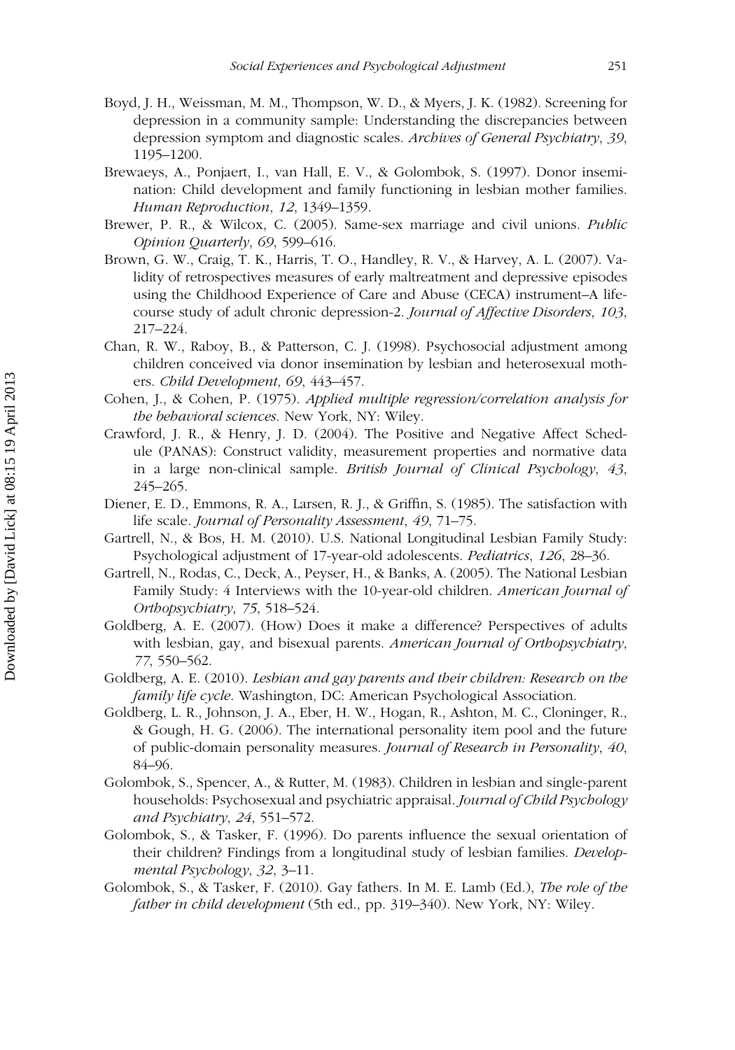Boyd, J. H., Weissman, M. M., Thompson, W. D., & Myers, J. K. (1982). Screening for depression in a community sample: Understanding the discrepancies between depression symptom and diagnostic scales. *Archives of General Psychiatry*, *39*, 1195–1200.

Brewaeys, A., Ponjaert, I., van Hall, E. V., & Golombok, S. (1997). Donor insemination: Child development and family functioning in lesbian mother families. *Human Reproduction*, *12*, 1349–1359.

Brewer, P. R., & Wilcox, C. (2005). Same-sex marriage and civil unions. *Public Opinion Quarterly*, *69*, 599–616.

Brown, G. W., Craig, T. K., Harris, T. O., Handley, R. V., & Harvey, A. L. (2007). Validity of retrospectives measures of early maltreatment and depressive episodes using the Childhood Experience of Care and Abuse (CECA) instrument–A life-course study of adult chronic depression-2. *Journal of Affective Disorders*, *103*, 217–224.

Chan, R. W., Raboy, B., & Patterson, C. J. (1998). Psychosocial adjustment among children conceived via donor insemination by lesbian and heterosexual mothers. *Child Development*, *69*, 443–457.

Cohen, J., & Cohen, P. (1975). *Applied multiple regression/correlation analysis for the behavioral sciences*. New York, NY: Wiley.

Crawford, J. R., & Henry, J. D. (2004). The Positive and Negative Affect Schedule (PANAS): Construct validity, measurement properties and normative data in a large non-clinical sample. *British Journal of Clinical Psychology*, *43*, 245–265.

Diener, E. D., Emmons, R. A., Larsen, R. J., & Griffin, S. (1985). The satisfaction with life scale. *Journal of Personality Assessment*, *49*, 71–75.

Gartrell, N., & Bos, H. M. (2010). U.S. National Longitudinal Lesbian Family Study: Psychological adjustment of 17-year-old adolescents. *Pediatrics*, *126*, 28–36.

Gartrell, N., Rodas, C., Deck, A., Peyser, H., & Banks, A. (2005). The National Lesbian Family Study: 4 Interviews with the 10-year-old children. *American Journal of Orthopsychiatry*, *75*, 518–524.

Goldberg, A. E. (2007). (How) Does it make a difference? Perspectives of adults with lesbian, gay, and bisexual parents. *American Journal of Orthopsychiatry*, *77*, 550–562.

Goldberg, A. E. (2010). *Lesbian and gay parents and their children: Research on the family life cycle*. Washington, DC: American Psychological Association.

Goldberg, L. R., Johnson, J. A., Eber, H. W., Hogan, R., Ashton, M. C., Cloninger, R., & Gough, H. G. (2006). The international personality item pool and the future of public-domain personality measures. *Journal of Research in Personality*, *40*, 84–96.

Golombok, S., Spencer, A., & Rutter, M. (1983). Children in lesbian and single-parent households: Psychosexual and psychiatric appraisal. *Journal of Child Psychology and Psychiatry*, *24*, 551–572.

Golombok, S., & Tasker, F. (1996). Do parents influence the sexual orientation of their children? Findings from a longitudinal study of lesbian families. *Developmental Psychology*, *32*, 3–11.

Golombok, S., & Tasker, F. (2010). Gay fathers. In M. E. Lamb (Ed.), *The role of the father in child development* (5th ed., pp. 319–340). New York, NY: Wiley.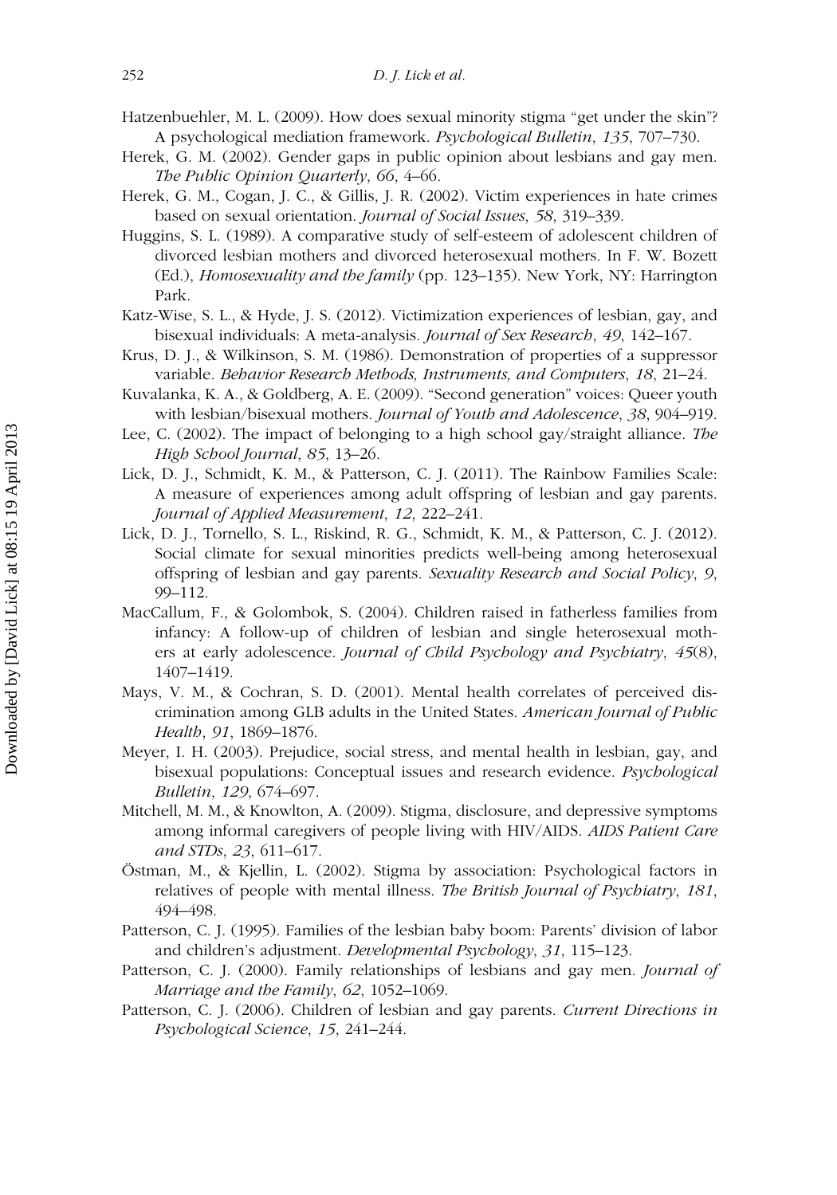Hatzenbuehler, M. L. (2009). How does sexual minority stigma "get under the skin"? A psychological mediation framework. *Psychological Bulletin*, *135*, 707–730.

Herek, G. M. (2002). Gender gaps in public opinion about lesbians and gay men. *The Public Opinion Quarterly*, *66*, 4–66.

Herek, G. M., Cogan, J. C., & Gillis, J. R. (2002). Victim experiences in hate crimes based on sexual orientation. *Journal of Social Issues*, *58*, 319–339.

Huggins, S. L. (1989). A comparative study of self-esteem of adolescent children of divorced lesbian mothers and divorced heterosexual mothers. In F. W. Bozett (Ed.), *Homosexuality and the family* (pp. 123–135). New York, NY: Harrington Park.

Katz-Wise, S. L., & Hyde, J. S. (2012). Victimization experiences of lesbian, gay, and bisexual individuals: A meta-analysis. *Journal of Sex Research*, *49*, 142–167.

Krus, D. J., & Wilkinson, S. M. (1986). Demonstration of properties of a suppressor variable. *Behavior Research Methods, Instruments, and Computers*, *18*, 21–24.

Kuvalanka, K. A., & Goldberg, A. E. (2009). "Second generation" voices: Queer youth with lesbian/bisexual mothers. *Journal of Youth and Adolescence*, *38*, 904–919.

Lee, C. (2002). The impact of belonging to a high school gay/straight alliance. *The High School Journal*, *85*, 13–26.

Lick, D. J., Schmidt, K. M., & Patterson, C. J. (2011). The Rainbow Families Scale: A measure of experiences among adult offspring of lesbian and gay parents. *Journal of Applied Measurement*, *12*, 222–241.

Lick, D. J., Tornello, S. L., Riskind, R. G., Schmidt, K. M., & Patterson, C. J. (2012). Social climate for sexual minorities predicts well-being among heterosexual offspring of lesbian and gay parents. *Sexuality Research and Social Policy*, *9*, 99–112.

MacCallum, F., & Golombok, S. (2004). Children raised in fatherless families from infancy: A follow-up of children of lesbian and single heterosexual mothers at early adolescence. *Journal of Child Psychology and Psychiatry*, *45*(8), 1407–1419.

Mays, V. M., & Cochran, S. D. (2001). Mental health correlates of perceived discrimination among GLB adults in the United States. *American Journal of Public Health*, *91*, 1869–1876.

Meyer, I. H. (2003). Prejudice, social stress, and mental health in lesbian, gay, and bisexual populations: Conceptual issues and research evidence. *Psychological Bulletin*, *129*, 674–697.

Mitchell, M. M., & Knowlton, A. (2009). Stigma, disclosure, and depressive symptoms among informal caregivers of people living with HIV/AIDS. *AIDS Patient Care and STDs*, *23*, 611–617.

Östman, M., & Kjellin, L. (2002). Stigma by association: Psychological factors in relatives of people with mental illness. *The British Journal of Psychiatry*, *181*, 494–498.

Patterson, C. J. (1995). Families of the lesbian baby boom: Parents' division of labor and children's adjustment. *Developmental Psychology*, *31*, 115–123.

Patterson, C. J. (2000). Family relationships of lesbians and gay men. *Journal of Marriage and the Family*, *62*, 1052–1069.

Patterson, C. J. (2006). Children of lesbian and gay parents. *Current Directions in Psychological Science*, *15*, 241–244.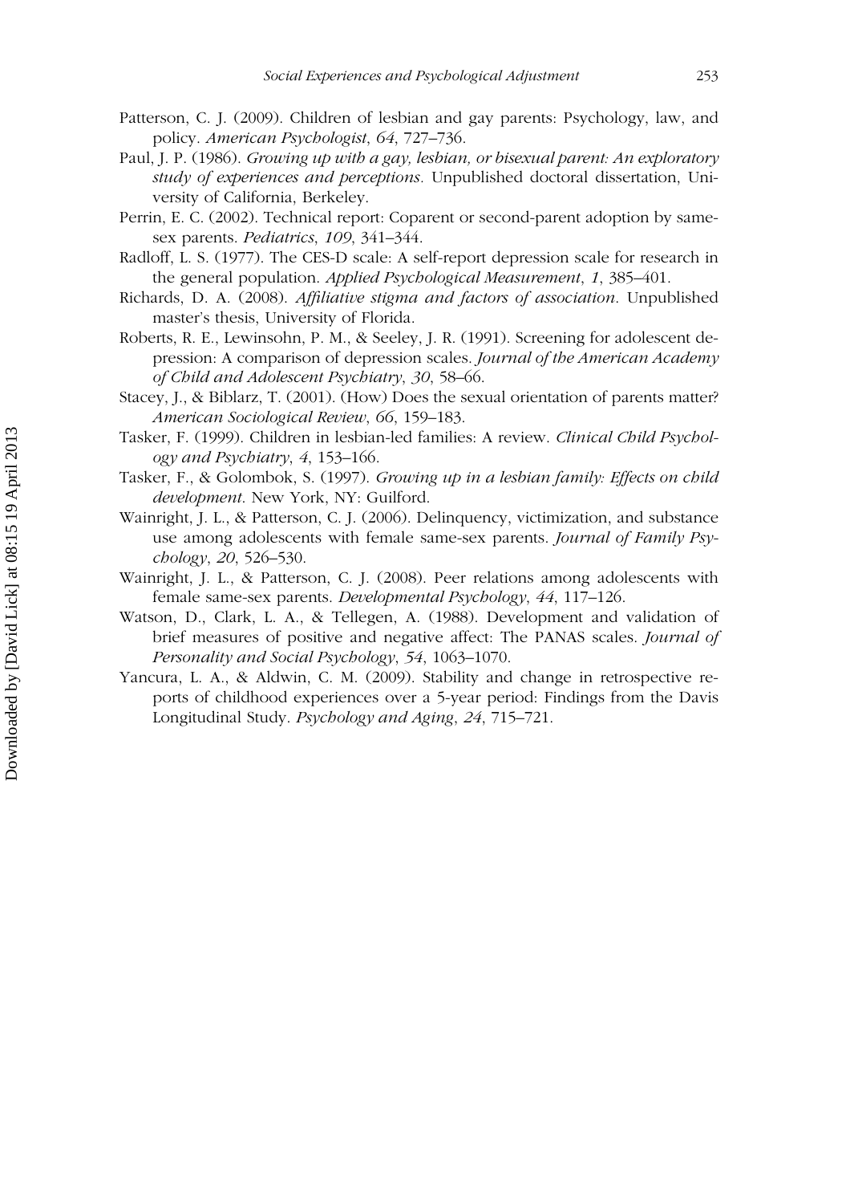Patterson, C. J. (2009). Children of lesbian and gay parents: Psychology, law, and policy. *American Psychologist*, *64*, 727–736.

Paul, J. P. (1986). *Growing up with a gay, lesbian, or bisexual parent: An exploratory study of experiences and perceptions*. Unpublished doctoral dissertation, University of California, Berkeley.

Perrin, E. C. (2002). Technical report: Coparent or second-parent adoption by same-sex parents. *Pediatrics*, *109*, 341–344.

Radloff, L. S. (1977). The CES-D scale: A self-report depression scale for research in the general population. *Applied Psychological Measurement*, *1*, 385–401.

Richards, D. A. (2008). *Affiliative stigma and factors of association*. Unpublished master's thesis, University of Florida.

Roberts, R. E., Lewinsohn, P. M., & Seeley, J. R. (1991). Screening for adolescent depression: A comparison of depression scales. *Journal of the American Academy of Child and Adolescent Psychiatry*, *30*, 58–66.

Stacey, J., & Biblarz, T. (2001). (How) Does the sexual orientation of parents matter? *American Sociological Review*, *66*, 159–183.

Tasker, F. (1999). Children in lesbian-led families: A review. *Clinical Child Psychology and Psychiatry*, *4*, 153–166.

Tasker, F., & Golombok, S. (1997). *Growing up in a lesbian family: Effects on child development*. New York, NY: Guilford.

Wainright, J. L., & Patterson, C. J. (2006). Delinquency, victimization, and substance use among adolescents with female same-sex parents. *Journal of Family Psychology*, *20*, 526–530.

Wainright, J. L., & Patterson, C. J. (2008). Peer relations among adolescents with female same-sex parents. *Developmental Psychology*, *44*, 117–126.

Watson, D., Clark, L. A., & Tellegen, A. (1988). Development and validation of brief measures of positive and negative affect: The PANAS scales. *Journal of Personality and Social Psychology*, *54*, 1063–1070.

Yancura, L. A., & Aldwin, C. M. (2009). Stability and change in retrospective reports of childhood experiences over a 5-year period: Findings from the Davis Longitudinal Study. *Psychology and Aging*, *24*, 715–721.